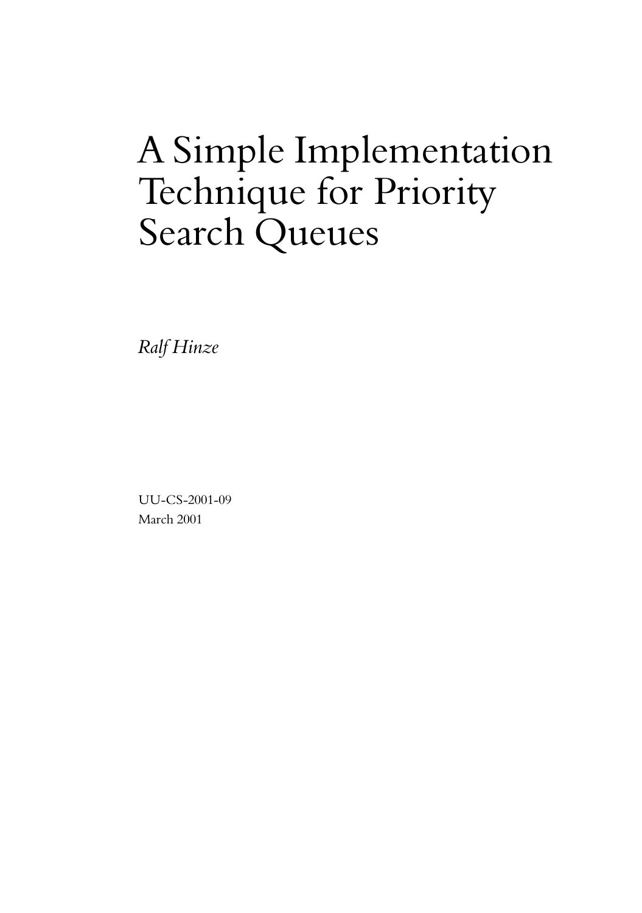# A Simple Implementation Technique for Priority Search Queues

*Ralf Hinze*

UU-CS-2001-09
March 2001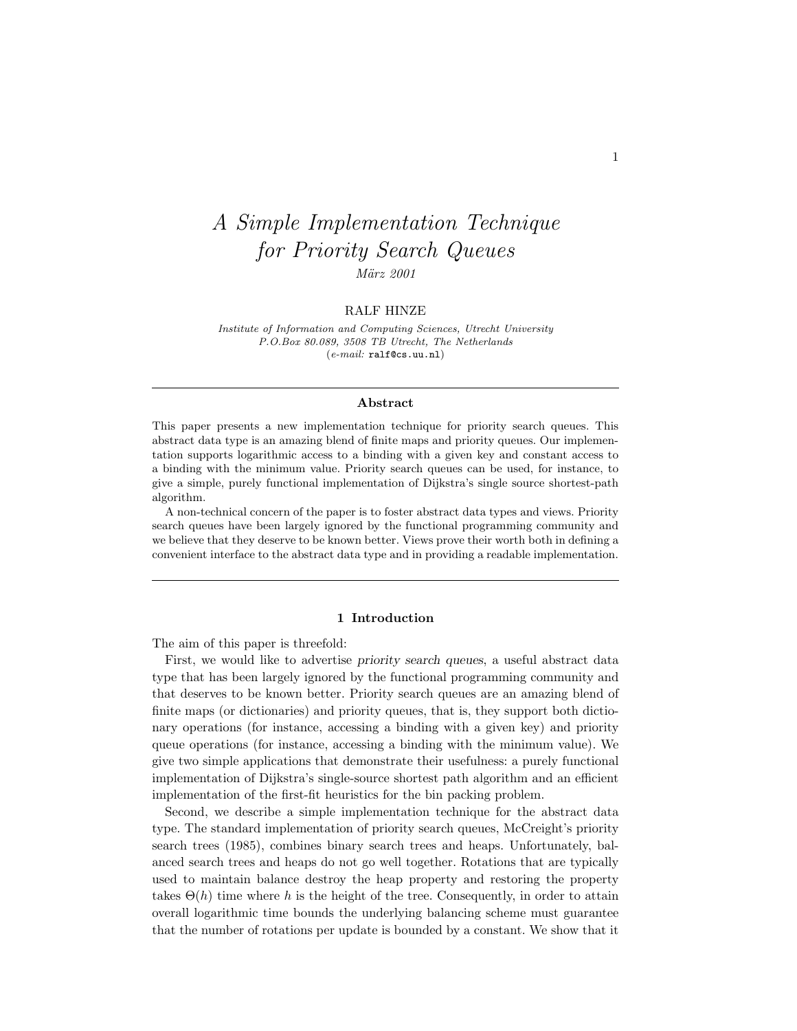# A Simple Implementation Technique for Priority Search Queues

*März 2001*

RALF HINZE

*Institute of Information and Computing Sciences, Utrecht University*
*P.O.Box 80.089, 3508 TB Utrecht, The Netherlands*
(*e-mail:* `ralf@cs.uu.nl`)

---

**Abstract**

This paper presents a new implementation technique for priority search queues. This abstract data type is an amazing blend of finite maps and priority queues. Our implementation supports logarithmic access to a binding with a given key and constant access to a binding with the minimum value. Priority search queues can be used, for instance, to give a simple, purely functional implementation of Dijkstra's single source shortest-path algorithm.

A non-technical concern of the paper is to foster abstract data types and views. Priority search queues have been largely ignored by the functional programming community and we believe that they deserve to be known better. Views prove their worth both in defining a convenient interface to the abstract data type and in providing a readable implementation.

---

## 1 Introduction

The aim of this paper is threefold:

First, we would like to advertise *priority search queues*, a useful abstract data type that has been largely ignored by the functional programming community and that deserves to be known better. Priority search queues are an amazing blend of finite maps (or dictionaries) and priority queues, that is, they support both dictionary operations (for instance, accessing a binding with a given key) and priority queue operations (for instance, accessing a binding with the minimum value). We give two simple applications that demonstrate their usefulness: a purely functional implementation of Dijkstra's single-source shortest path algorithm and an efficient implementation of the first-fit heuristics for the bin packing problem.

Second, we describe a simple implementation technique for the abstract data type. The standard implementation of priority search queues, McCreight's priority search trees (1985), combines binary search trees and heaps. Unfortunately, balanced search trees and heaps do not go well together. Rotations that are typically used to maintain balance destroy the heap property and restoring the property takes $\Theta(h)$ time where $h$ is the height of the tree. Consequently, in order to attain overall logarithmic time bounds the underlying balancing scheme must guarantee that the number of rotations per update is bounded by a constant. We show that it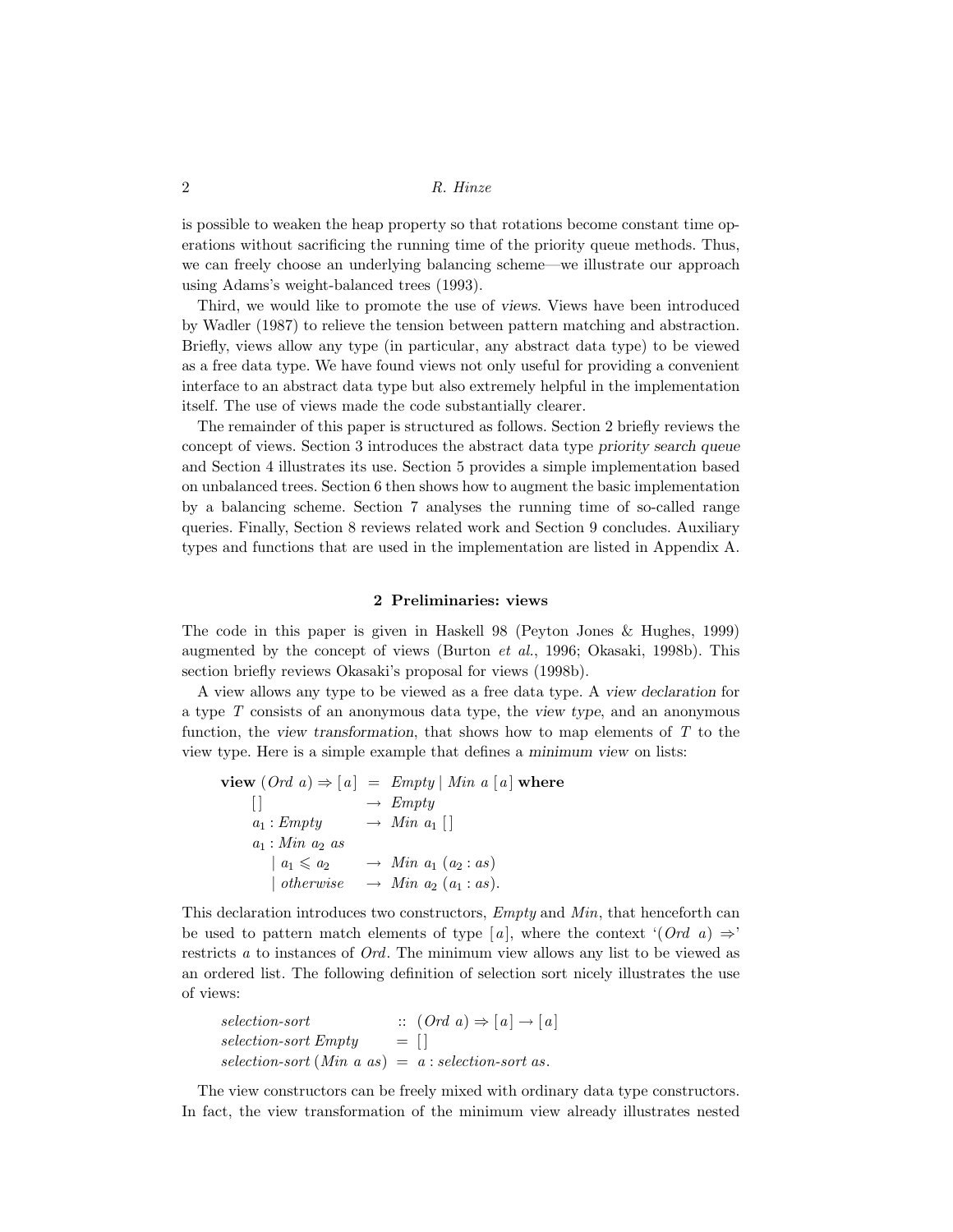is possible to weaken the heap property so that rotations become constant time operations without sacrificing the running time of the priority queue methods. Thus, we can freely choose an underlying balancing scheme—we illustrate our approach using Adams's weight-balanced trees (1993).

Third, we would like to promote the use of *views*. Views have been introduced by Wadler (1987) to relieve the tension between pattern matching and abstraction. Briefly, views allow any type (in particular, any abstract data type) to be viewed as a free data type. We have found views not only useful for providing a convenient interface to an abstract data type but also extremely helpful in the implementation itself. The use of views made the code substantially clearer.

The remainder of this paper is structured as follows. Section 2 briefly reviews the concept of views. Section 3 introduces the abstract data type *priority search queue* and Section 4 illustrates its use. Section 5 provides a simple implementation based on unbalanced trees. Section 6 then shows how to augment the basic implementation by a balancing scheme. Section 7 analyses the running time of so-called range queries. Finally, Section 8 reviews related work and Section 9 concludes. Auxiliary types and functions that are used in the implementation are listed in Appendix A.

## 2 Preliminaries: views

The code in this paper is given in Haskell 98 (Peyton Jones & Hughes, 1999) augmented by the concept of views (Burton *et al.*, 1996; Okasaki, 1998b). This section briefly reviews Okasaki's proposal for views (1998b).

A view allows any type to be viewed as a free data type. A *view declaration* for a type $T$ consists of an anonymous data type, the *view type*, and an anonymous function, the *view transformation*, that shows how to map elements of $T$ to the view type. Here is a simple example that defines a *minimum view* on lists:

```
view (Ord a) ⇒ [a]  =  Empty | Min a [a] where
    []               →  Empty
    a1 : Empty       →  Min a1 []
    a1 : Min a2 as
       | a1 ⩽ a2     →  Min a1 (a2 : as)
       | otherwise   →  Min a2 (a1 : as).
```

This declaration introduces two constructors, *Empty* and *Min*, that henceforth can be used to pattern match elements of type $[a]$, where the context '$(Ord\ a) \Rightarrow$' restricts $a$ to instances of *Ord*. The minimum view allows any list to be viewed as an ordered list. The following definition of selection sort nicely illustrates the use of views:

```
selection-sort               ::  (Ord a) ⇒ [a] → [a]
selection-sort Empty         =  []
selection-sort (Min a as)    =  a : selection-sort as.
```

The view constructors can be freely mixed with ordinary data type constructors. In fact, the view transformation of the minimum view already illustrates nested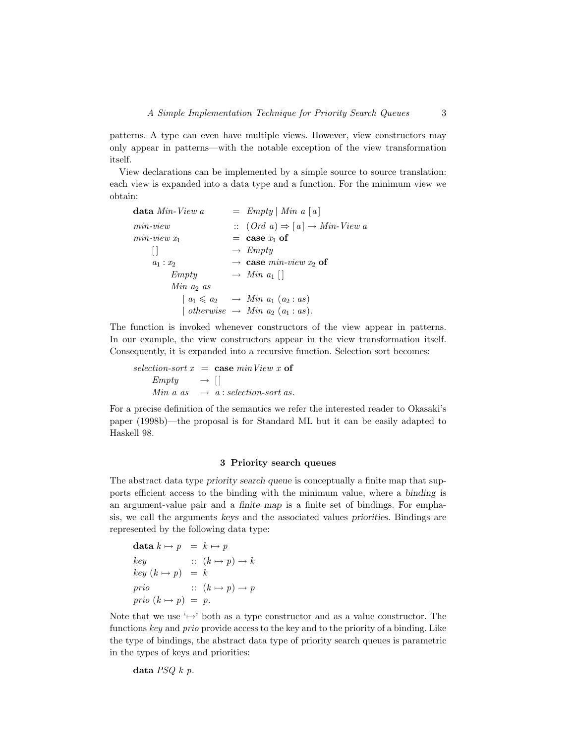patterns. A type can even have multiple views. However, view constructors may only appear in patterns—with the notable exception of the view transformation itself.

View declarations can be implemented by a simple source to source translation: each view is expanded into a data type and a function. For the minimum view we obtain:

```
data Min-View a        =  Empty | Min a [a]
min-view               :: (Ord a) ⇒ [a] → Min-View a
min-view x1            =  case x1 of
    []                 →  Empty
    a1 : x2            →  case min-view x2 of
        Empty          →  Min a1 []
        Min a2 as
          | a1 ⩽ a2     →  Min a1 (a2 : as)
          | otherwise  →  Min a2 (a1 : as).
```

The function is invoked whenever constructors of the view appear in patterns. In our example, the view constructors appear in the view transformation itself. Consequently, it is expanded into a recursive function. Selection sort becomes:

```
selection-sort x  =  case minView x of
    Empty         →  []
    Min a as      →  a : selection-sort as.
```

For a precise definition of the semantics we refer the interested reader to Okasaki's paper (1998b)—the proposal is for Standard ML but it can be easily adapted to Haskell 98.

## 3 Priority search queues

The abstract data type *priority search queue* is conceptually a finite map that supports efficient access to the binding with the minimum value, where a *binding* is an argument-value pair and a *finite map* is a finite set of bindings. For emphasis, we call the arguments *keys* and the associated values *priorities*. Bindings are represented by the following data type:

```
data k ↦ p   =  k ↦ p
key          :: (k ↦ p) → k
key (k ↦ p)  =  k
prio         :: (k ↦ p) → p
prio (k ↦ p) =  p.
```

Note that we use '↦' both as a type constructor and as a value constructor. The functions *key* and *prio* provide access to the key and to the priority of a binding. Like the type of bindings, the abstract data type of priority search queues is parametric in the types of keys and priorities:

```
data PSQ k p.
```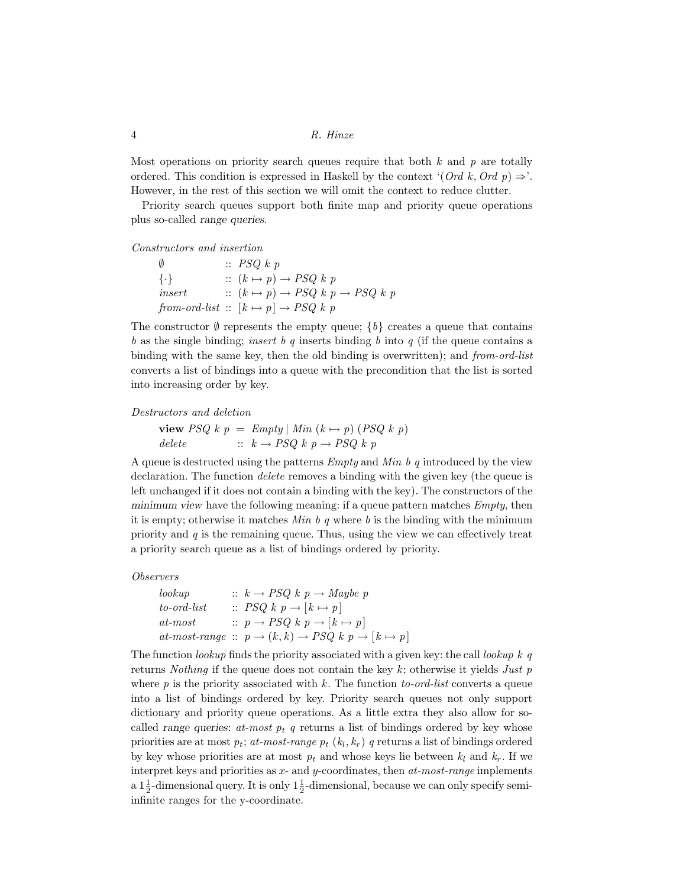Most operations on priority search queues require that both $k$ and $p$ are totally ordered. This condition is expressed in Haskell by the context '$(Ord\ k, Ord\ p) \Rightarrow$'. However, in the rest of this section we will omit the context to reduce clutter.

Priority search queues support both finite map and priority queue operations plus so-called *range queries*.

*Constructors and insertion*

$$
\begin{array}{lll}
\emptyset & :: & PSQ\ k\ p \\
\{\cdot\} & :: & (k \mapsto p) \to PSQ\ k\ p \\
insert & :: & (k \mapsto p) \to PSQ\ k\ p \to PSQ\ k\ p \\
\mathit{from\text{-}ord\text{-}list} & :: & [k \mapsto p] \to PSQ\ k\ p
\end{array}
$$

The constructor $\emptyset$ represents the empty queue; $\{b\}$ creates a queue that contains $b$ as the single binding; *insert* $b\ q$ inserts binding $b$ into $q$ (if the queue contains a binding with the same key, then the old binding is overwritten); and *from-ord-list* converts a list of bindings into a queue with the precondition that the list is sorted into increasing order by key.

*Destructors and deletion*

$$
\begin{array}{lll}
\textbf{view}\ PSQ\ k\ p & = & Empty \mid Min\ (k \mapsto p)\ (PSQ\ k\ p) \\
delete & :: & k \to PSQ\ k\ p \to PSQ\ k\ p
\end{array}
$$

A queue is destructed using the patterns *Empty* and *Min* $b\ q$ introduced by the view declaration. The function *delete* removes a binding with the given key (the queue is left unchanged if it does not contain a binding with the key). The constructors of the *minimum view* have the following meaning: if a queue pattern matches *Empty*, then it is empty; otherwise it matches *Min* $b\ q$ where $b$ is the binding with the minimum priority and $q$ is the remaining queue. Thus, using the view we can effectively treat a priority search queue as a list of bindings ordered by priority.

*Observers*

$$
\begin{array}{lll}
lookup & :: & k \to PSQ\ k\ p \to Maybe\ p \\
\mathit{to\text{-}ord\text{-}list} & :: & PSQ\ k\ p \to [k \mapsto p] \\
\mathit{at\text{-}most} & :: & p \to PSQ\ k\ p \to [k \mapsto p] \\
\mathit{at\text{-}most\text{-}range} & :: & p \to (k, k) \to PSQ\ k\ p \to [k \mapsto p]
\end{array}
$$

The function *lookup* finds the priority associated with a given key: the call *lookup* $k\ q$ returns *Nothing* if the queue does not contain the key $k$; otherwise it yields *Just* $p$ where $p$ is the priority associated with $k$. The function *to-ord-list* converts a queue into a list of bindings ordered by key. Priority search queues not only support dictionary and priority queue operations. As a little extra they also allow for so-called *range queries*: *at-most* $p_t\ q$ returns a list of bindings ordered by key whose priorities are at most $p_t$; *at-most-range* $p_t\ (k_l, k_r)\ q$ returns a list of bindings ordered by key whose priorities are at most $p_t$ and whose keys lie between $k_l$ and $k_r$. If we interpret keys and priorities as $x$- and $y$-coordinates, then *at-most-range* implements a $1\frac{1}{2}$-dimensional query. It is only $1\frac{1}{2}$-dimensional, because we can only specify semi-infinite ranges for the y-coordinate.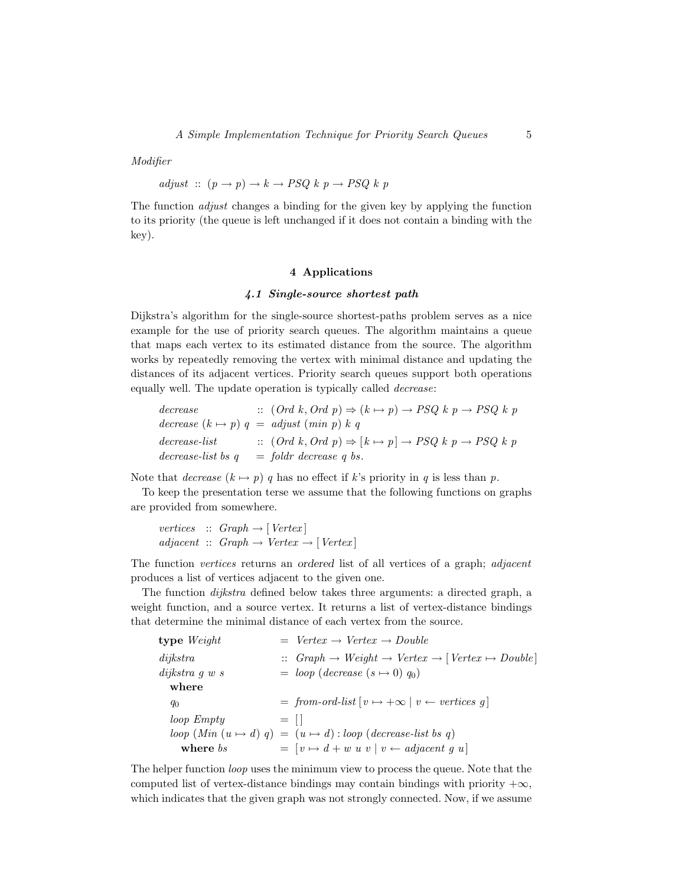*Modifier*

$$adjust :: (p \to p) \to k \to PSQ\ k\ p \to PSQ\ k\ p$$

The function *adjust* changes a binding for the given key by applying the function to its priority (the queue is left unchanged if it does not contain a binding with the key).

## 4 Applications

### 4.1 Single-source shortest path

Dijkstra's algorithm for the single-source shortest-paths problem serves as a nice example for the use of priority search queues. The algorithm maintains a queue that maps each vertex to its estimated distance from the source. The algorithm works by repeatedly removing the vertex with minimal distance and updating the distances of its adjacent vertices. Priority search queues support both operations equally well. The update operation is typically called *decrease*:

$$
\begin{array}{lcl}
\mathit{decrease} & :: & (\mathit{Ord}\ k, \mathit{Ord}\ p) \Rightarrow (k \mapsto p) \to \mathit{PSQ}\ k\ p \to \mathit{PSQ}\ k\ p \\
\mathit{decrease}\ (k \mapsto p)\ q & = & \mathit{adjust}\ (\mathit{min}\ p)\ k\ q \\
\mathit{decrease\text{-}list} & :: & (\mathit{Ord}\ k, \mathit{Ord}\ p) \Rightarrow [k \mapsto p] \to \mathit{PSQ}\ k\ p \to \mathit{PSQ}\ k\ p \\
\mathit{decrease\text{-}list}\ bs\ q & = & \mathit{foldr}\ \mathit{decrease}\ q\ bs.
\end{array}
$$

Note that *decrease* $(k \mapsto p)\ q$ has no effect if $k$'s priority in $q$ is less than $p$.

To keep the presentation terse we assume that the following functions on graphs are provided from somewhere.

$$
\begin{array}{lcl}
\mathit{vertices} & :: & \mathit{Graph} \to [\mathit{Vertex}] \\
\mathit{adjacent} & :: & \mathit{Graph} \to \mathit{Vertex} \to [\mathit{Vertex}]
\end{array}
$$

The function *vertices* returns an ordered list of all vertices of a graph; *adjacent* produces a list of vertices adjacent to the given one.

The function *dijkstra* defined below takes three arguments: a directed graph, a weight function, and a source vertex. It returns a list of vertex-distance bindings that determine the minimal distance of each vertex from the source.

$$
\begin{array}{lcl}
\mathbf{type}\ \mathit{Weight} & = & \mathit{Vertex} \to \mathit{Vertex} \to \mathit{Double} \\
\mathit{dijkstra} & :: & \mathit{Graph} \to \mathit{Weight} \to \mathit{Vertex} \to [\mathit{Vertex} \mapsto \mathit{Double}] \\
\mathit{dijkstra}\ g\ w\ s & = & \mathit{loop}\ (\mathit{decrease}\ (s \mapsto 0)\ q_0) \\
\quad \mathbf{where} & & \\
\quad q_0 & = & \mathit{from\text{-}ord\text{-}list}\ [v \mapsto +\infty \mid v \leftarrow \mathit{vertices}\ g] \\
\quad \mathit{loop}\ \mathit{Empty} & = & [\,] \\
\quad \mathit{loop}\ (\mathit{Min}\ (u \mapsto d)\ q) & = & (u \mapsto d) : \mathit{loop}\ (\mathit{decrease\text{-}list}\ bs\ q) \\
\quad\quad \mathbf{where}\ bs & = & [v \mapsto d + w\ u\ v \mid v \leftarrow \mathit{adjacent}\ g\ u]
\end{array}
$$

The helper function *loop* uses the minimum view to process the queue. Note that the computed list of vertex-distance bindings may contain bindings with priority $+\infty$, which indicates that the given graph was not strongly connected. Now, if we assume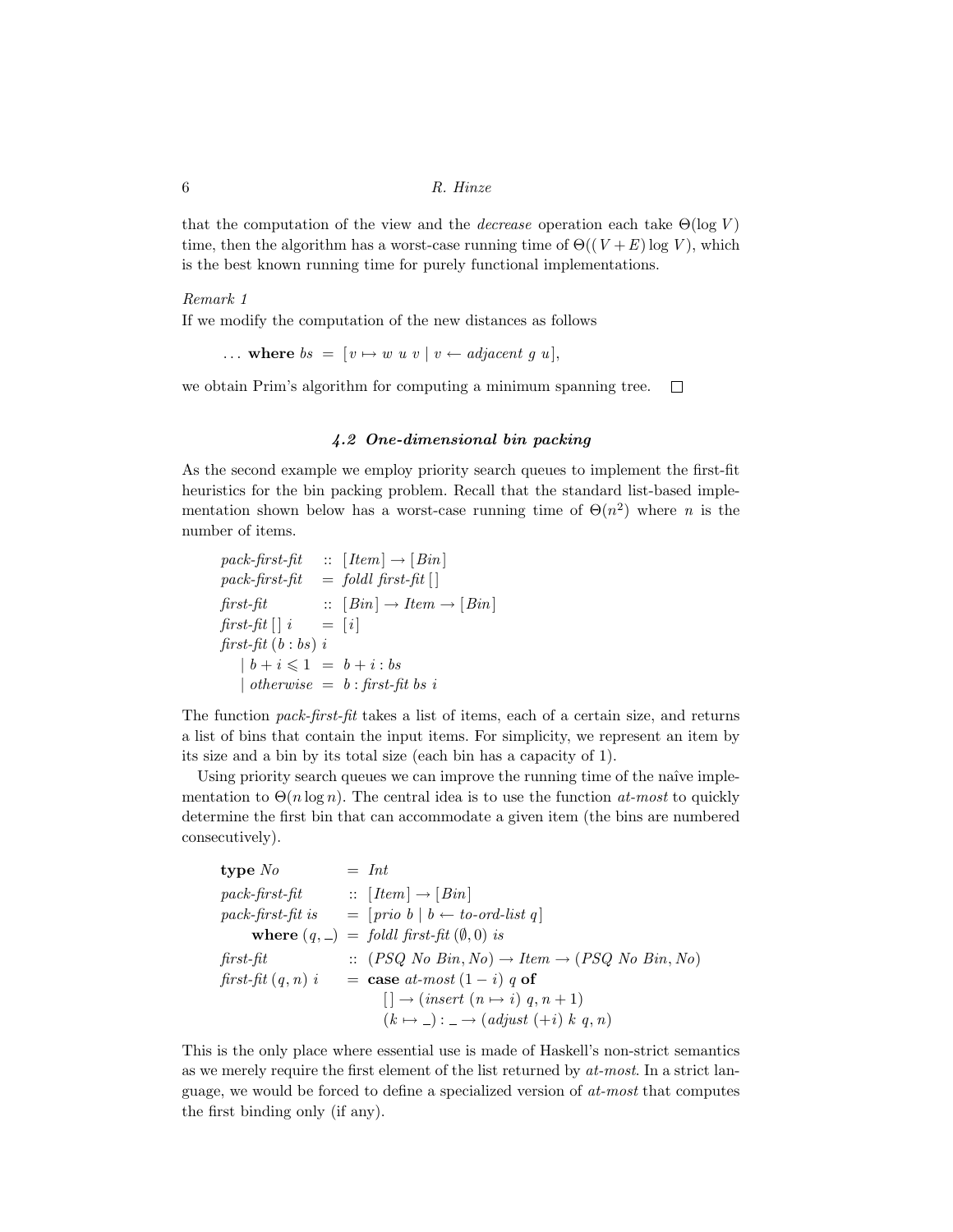that the computation of the view and the *decrease* operation each take $\Theta(\log V)$ time, then the algorithm has a worst-case running time of $\Theta((V+E)\log V)$, which is the best known running time for purely functional implementations.

*Remark 1*
If we modify the computation of the new distances as follows

```
... where bs = [v ↦ w u v | v ← adjacent g u],
```

we obtain Prim's algorithm for computing a minimum spanning tree. □

### 4.2 One-dimensional bin packing

As the second example we employ priority search queues to implement the first-fit heuristics for the bin packing problem. Recall that the standard list-based implementation shown below has a worst-case running time of $\Theta(n^2)$ where $n$ is the number of items.

```
pack-first-fit    :: [Item] → [Bin]
pack-first-fit    =  foldl first-fit []
first-fit         :: [Bin] → Item → [Bin]
first-fit [] i    =  [i]
first-fit (b : bs) i
    | b + i ⩽ 1   =  b + i : bs
    | otherwise   =  b : first-fit bs i
```

The function *pack-first-fit* takes a list of items, each of a certain size, and returns a list of bins that contain the input items. For simplicity, we represent an item by its size and a bin by its total size (each bin has a capacity of 1).

Using priority search queues we can improve the running time of the naïve implementation to $\Theta(n \log n)$. The central idea is to use the function *at-most* to quickly determine the first bin that can accommodate a given item (the bins are numbered consecutively).

```
type No              =  Int
pack-first-fit       :: [Item] → [Bin]
pack-first-fit is    =  [prio b | b ← to-ord-list q]
    where (q, _)     =  foldl first-fit (∅, 0) is
first-fit            :: (PSQ No Bin, No) → Item → (PSQ No Bin, No)
first-fit (q, n) i   =  case at-most (1 − i) q of
                          [] → (insert (n ↦ i) q, n + 1)
                          (k ↦ _) : _ → (adjust (+i) k q, n)
```

This is the only place where essential use is made of Haskell's non-strict semantics as we merely require the first element of the list returned by *at-most*. In a strict language, we would be forced to define a specialized version of *at-most* that computes the first binding only (if any).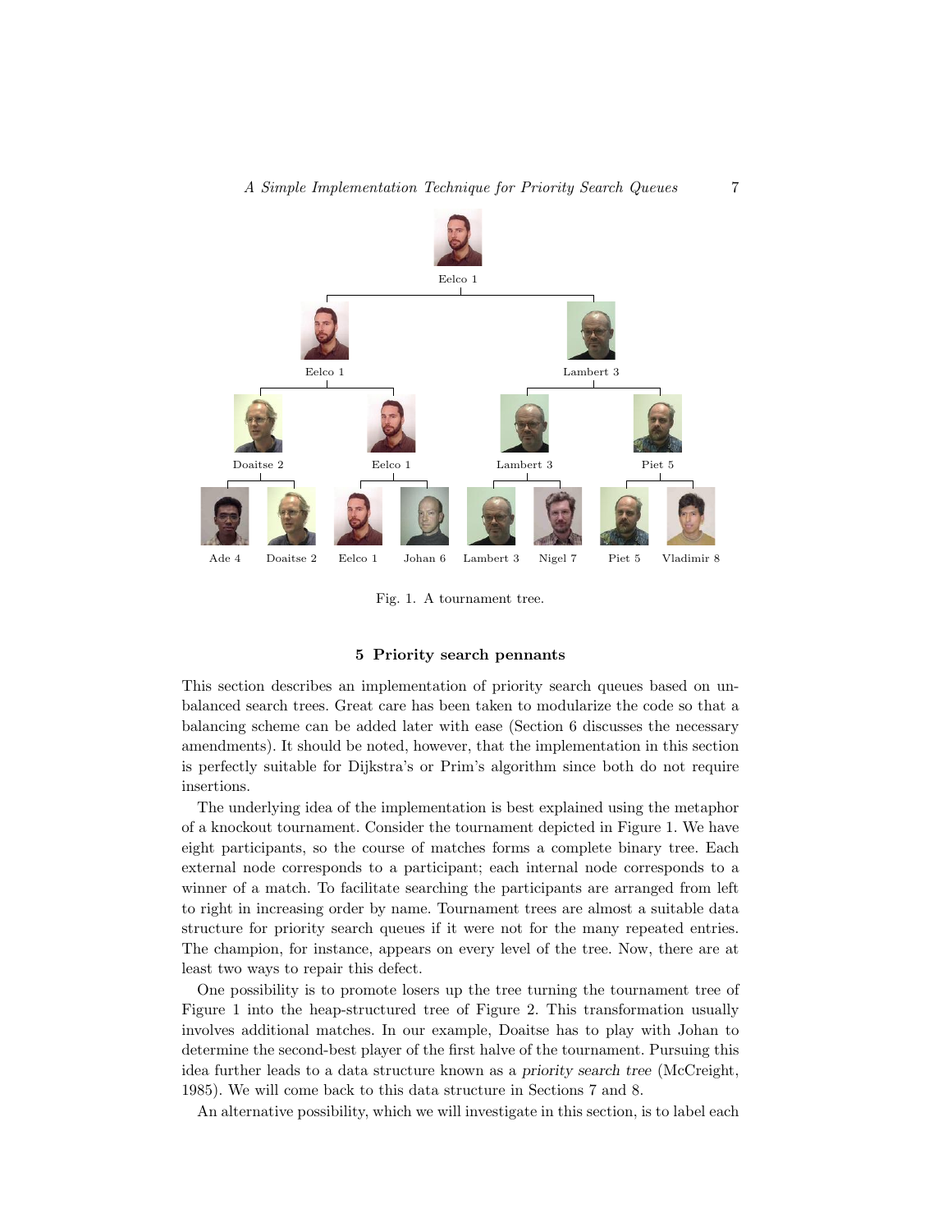Fig. 1. A tournament tree.

## 5 Priority search pennants

This section describes an implementation of priority search queues based on unbalanced search trees. Great care has been taken to modularize the code so that a balancing scheme can be added later with ease (Section 6 discusses the necessary amendments). It should be noted, however, that the implementation in this section is perfectly suitable for Dijkstra's or Prim's algorithm since both do not require insertions.

The underlying idea of the implementation is best explained using the metaphor of a knockout tournament. Consider the tournament depicted in Figure 1. We have eight participants, so the course of matches forms a complete binary tree. Each external node corresponds to a participant; each internal node corresponds to a winner of a match. To facilitate searching the participants are arranged from left to right in increasing order by name. Tournament trees are almost a suitable data structure for priority search queues if it were not for the many repeated entries. The champion, for instance, appears on every level of the tree. Now, there are at least two ways to repair this defect.

One possibility is to promote losers up the tree turning the tournament tree of Figure 1 into the heap-structured tree of Figure 2. This transformation usually involves additional matches. In our example, Doaitse has to play with Johan to determine the second-best player of the first half of the tournament. Pursuing this idea further leads to a data structure known as a *priority search tree* (McCreight, 1985). We will come back to this data structure in Sections 7 and 8.

An alternative possibility, which we will investigate in this section, is to label each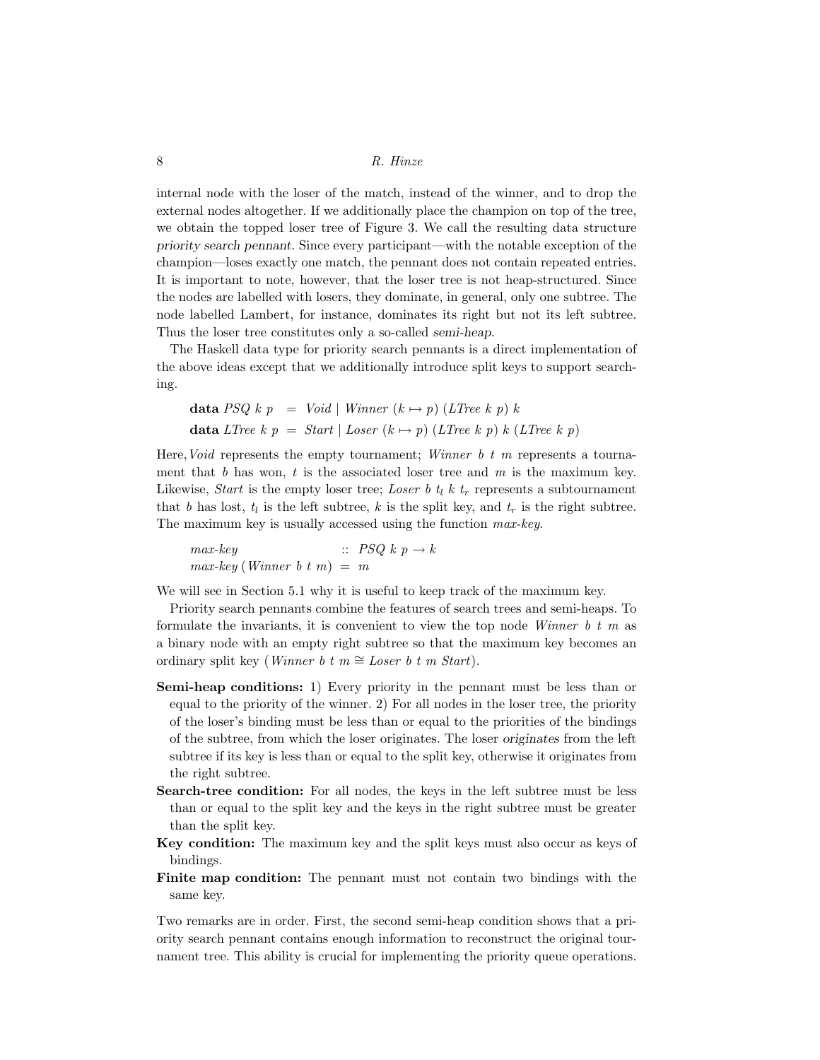internal node with the loser of the match, instead of the winner, and to drop the external nodes altogether. If we additionally place the champion on top of the tree, we obtain the topped loser tree of Figure 3. We call the resulting data structure *priority search pennant*. Since every participant—with the notable exception of the champion—loses exactly one match, the pennant does not contain repeated entries. It is important to note, however, that the loser tree is not heap-structured. Since the nodes are labelled with losers, they dominate, in general, only one subtree. The node labelled Lambert, for instance, dominates its right but not its left subtree. Thus the loser tree constitutes only a so-called *semi-heap*.

The Haskell data type for priority search pennants is a direct implementation of the above ideas except that we additionally introduce split keys to support searching.

$$\begin{aligned}
&\textbf{data } \mathit{PSQ}\ k\ p \;\;=\;\; \mathit{Void} \mid \mathit{Winner}\ (k \mapsto p)\ (\mathit{LTree}\ k\ p)\ k \\
&\textbf{data } \mathit{LTree}\ k\ p \;=\; \mathit{Start} \mid \mathit{Loser}\ (k \mapsto p)\ (\mathit{LTree}\ k\ p)\ k\ (\mathit{LTree}\ k\ p)
\end{aligned}$$

Here, *Void* represents the empty tournament; *Winner* $b$ $t$ $m$ represents a tournament that $b$ has won, $t$ is the associated loser tree and $m$ is the maximum key. Likewise, *Start* is the empty loser tree; *Loser* $b$ $t_l$ $k$ $t_r$ represents a subtournament that $b$ has lost, $t_l$ is the left subtree, $k$ is the split key, and $t_r$ is the right subtree. The maximum key is usually accessed using the function *max-key*.

$$\begin{aligned}
&\mathit{max\text{-}key} &&::\ \mathit{PSQ}\ k\ p \to k \\
&\mathit{max\text{-}key}\ (\mathit{Winner}\ b\ t\ m) &&=\ m
\end{aligned}$$

We will see in Section 5.1 why it is useful to keep track of the maximum key.

Priority search pennants combine the features of search trees and semi-heaps. To formulate the invariants, it is convenient to view the top node *Winner* $b$ $t$ $m$ as a binary node with an empty right subtree so that the maximum key becomes an ordinary split key (*Winner* $b$ $t$ $m \cong$ *Loser* $b$ $t$ $m$ *Start*).

**Semi-heap conditions:** 1) Every priority in the pennant must be less than or equal to the priority of the winner. 2) For all nodes in the loser tree, the priority of the loser's binding must be less than or equal to the priorities of the bindings of the subtree, from which the loser originates. The loser *originates* from the left subtree if its key is less than or equal to the split key, otherwise it originates from the right subtree.

**Search-tree condition:** For all nodes, the keys in the left subtree must be less than or equal to the split key and the keys in the right subtree must be greater than the split key.

**Key condition:** The maximum key and the split keys must also occur as keys of bindings.

**Finite map condition:** The pennant must not contain two bindings with the same key.

Two remarks are in order. First, the second semi-heap condition shows that a priority search pennant contains enough information to reconstruct the original tournament tree. This ability is crucial for implementing the priority queue operations.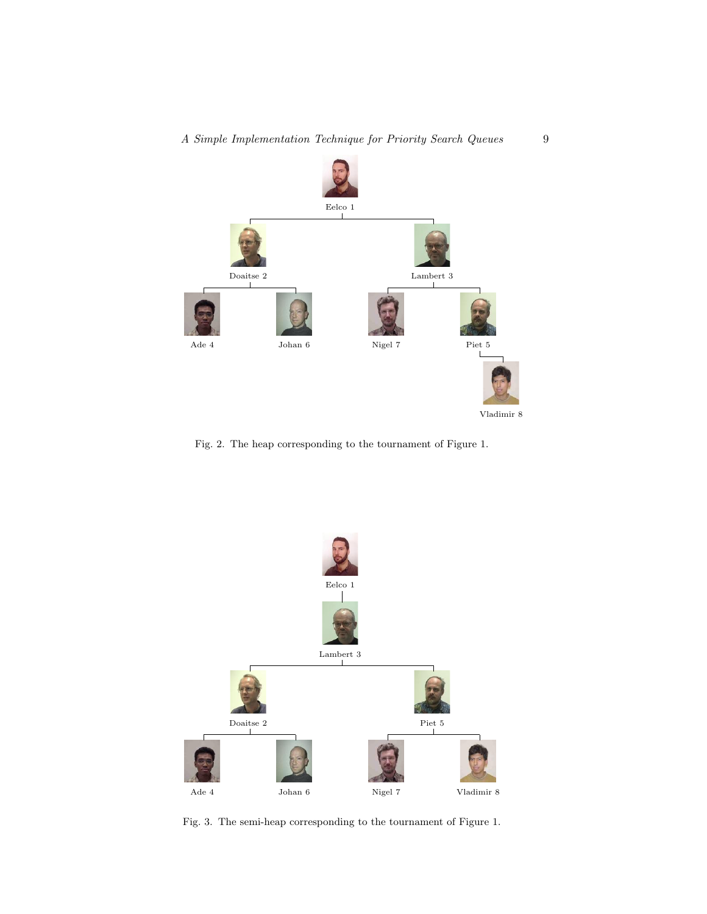Eelco 1

Doaitse 2 Lambert 3

Ade 4 Johan 6 Nigel 7 Piet 5

Vladimir 8

Fig. 2. The heap corresponding to the tournament of Figure 1.

Eelco 1

Lambert 3

Doaitse 2 Piet 5

Ade 4 Johan 6 Nigel 7 Vladimir 8

Fig. 3. The semi-heap corresponding to the tournament of Figure 1.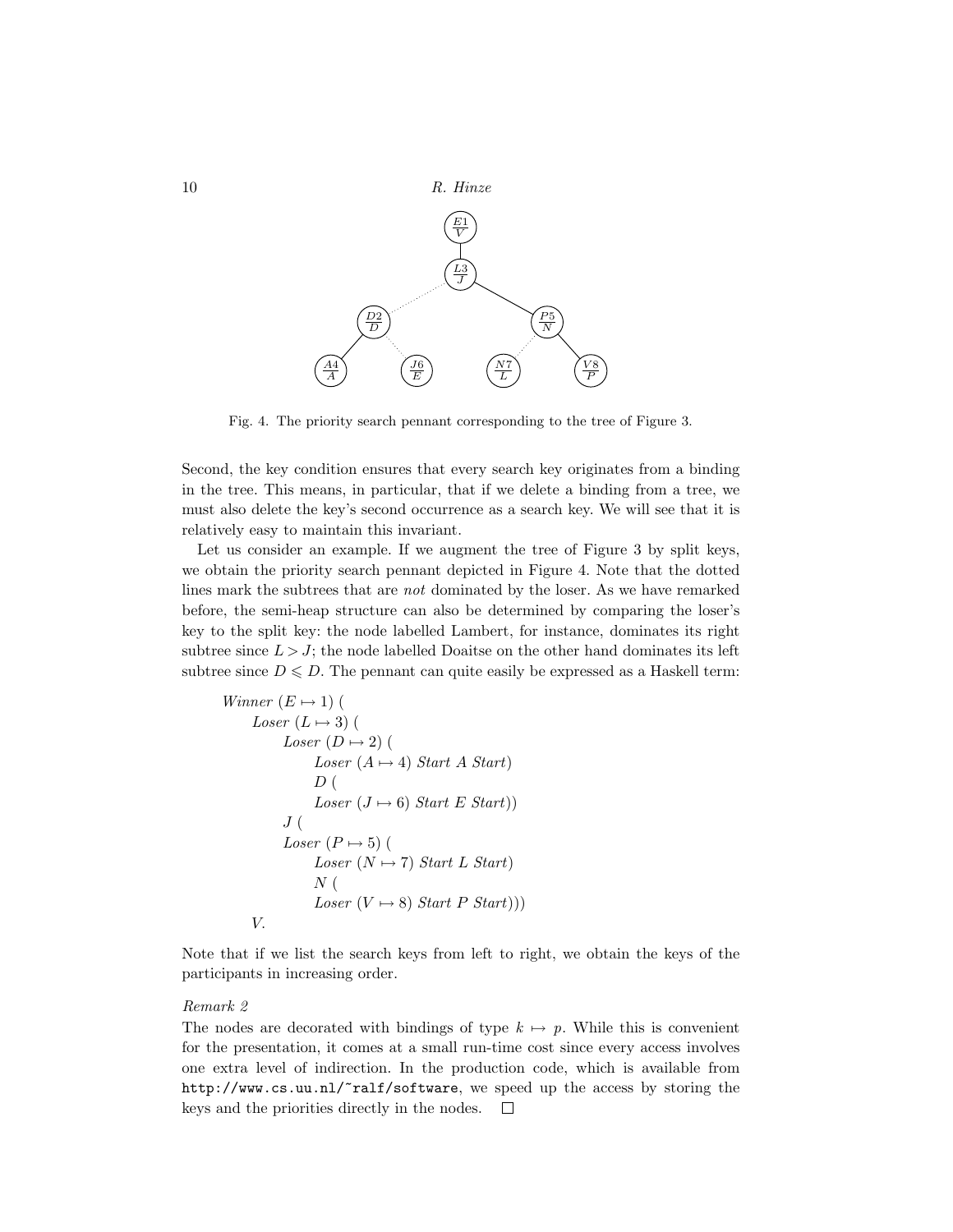Fig. 4. The priority search pennant corresponding to the tree of Figure 3.

Second, the key condition ensures that every search key originates from a binding in the tree. This means, in particular, that if we delete a binding from a tree, we must also delete the key's second occurrence as a search key. We will see that it is relatively easy to maintain this invariant.

Let us consider an example. If we augment the tree of Figure 3 by split keys, we obtain the priority search pennant depicted in Figure 4. Note that the dotted lines mark the subtrees that are *not* dominated by the loser. As we have remarked before, the semi-heap structure can also be determined by comparing the loser's key to the split key: the node labelled Lambert, for instance, dominates its right subtree since $L > J$; the node labelled Doaitse on the other hand dominates its left subtree since $D \leqslant D$. The pennant can quite easily be expressed as a Haskell term:

```
Winner (E ↦ 1) (
    Loser (L ↦ 3) (
        Loser (D ↦ 2) (
            Loser (A ↦ 4) Start A Start)
            D (
            Loser (J ↦ 6) Start E Start))
        J (
        Loser (P ↦ 5) (
            Loser (N ↦ 7) Start L Start)
            N (
            Loser (V ↦ 8) Start P Start)))
    V.
```

Note that if we list the search keys from left to right, we obtain the keys of the participants in increasing order.

*Remark 2*

The nodes are decorated with bindings of type $k \mapsto p$. While this is convenient for the presentation, it comes at a small run-time cost since every access involves one extra level of indirection. In the production code, which is available from `http://www.cs.uu.nl/~ralf/software`, we speed up the access by storing the keys and the priorities directly in the nodes. □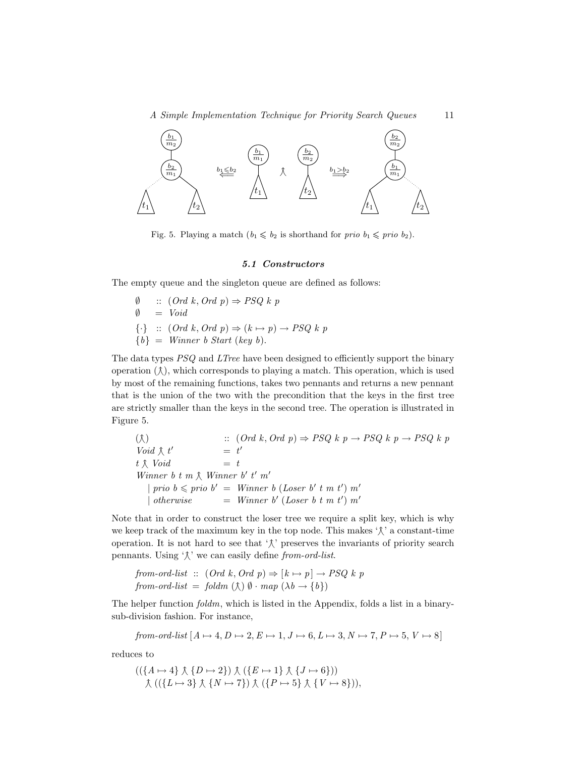Fig. 5. Playing a match ($b_1 \leqslant b_2$ is shorthand for *prio* $b_1 \leqslant$ *prio* $b_2$).

### 5.1 Constructors

The empty queue and the singleton queue are defined as follows:

$$
\begin{aligned}
\emptyset \quad &:: \; (Ord\ k, Ord\ p) \Rightarrow PSQ\ k\ p \\
\emptyset \quad &= \; Void \\
\{\cdot\} \quad &:: \; (Ord\ k, Ord\ p) \Rightarrow (k \mapsto p) \rightarrow PSQ\ k\ p \\
\{b\} \quad &= \; Winner\ b\ Start\ (key\ b).
\end{aligned}
$$

The data types *PSQ* and *LTree* have been designed to efficiently support the binary operation ($\curlywedge$), which corresponds to playing a match. This operation, which is used by most of the remaining functions, takes two pennants and returns a new pennant that is the union of the two with the precondition that the keys in the first tree are strictly smaller than the keys in the second tree. The operation is illustrated in Figure 5.

$$
\begin{aligned}
&(\curlywedge) && :: \; (Ord\ k, Ord\ p) \Rightarrow PSQ\ k\ p \rightarrow PSQ\ k\ p \rightarrow PSQ\ k\ p \\
&Void \curlywedge t' && = \; t' \\
&t \curlywedge Void && = \; t \\
&Winner\ b\ t\ m \curlywedge Winner\ b'\ t'\ m' && \\
&\quad \mid prio\ b \leqslant prio\ b' && = \; Winner\ b\ (Loser\ b'\ t\ m\ t')\ m' \\
&\quad \mid otherwise && = \; Winner\ b'\ (Loser\ b\ t\ m\ t')\ m'
\end{aligned}
$$

Note that in order to construct the loser tree we require a split key, which is why we keep track of the maximum key in the top node. This makes '$\curlywedge$' a constant-time operation. It is not hard to see that '$\curlywedge$' preserves the invariants of priority search pennants. Using '$\curlywedge$' we can easily define *from-ord-list*.

$$
\begin{aligned}
&\textit{from-ord-list} \; :: \; (Ord\ k, Ord\ p) \Rightarrow [k \mapsto p] \rightarrow PSQ\ k\ p \\
&\textit{from-ord-list} \; = \; foldm\ (\curlywedge)\ \emptyset \cdot map\ (\lambda b \rightarrow \{b\})
\end{aligned}
$$

The helper function *foldm*, which is listed in the Appendix, folds a list in a binary-sub-division fashion. For instance,

$$
\textit{from-ord-list}\ [A \mapsto 4, D \mapsto 2, E \mapsto 1, J \mapsto 6, L \mapsto 3, N \mapsto 7, P \mapsto 5, V \mapsto 8]
$$

reduces to

$$
\begin{aligned}
&((\{A \mapsto 4\} \curlywedge \{D \mapsto 2\}) \curlywedge (\{E \mapsto 1\} \curlywedge \{J \mapsto 6\})) \\
&\quad \curlywedge ((\{L \mapsto 3\} \curlywedge \{N \mapsto 7\}) \curlywedge (\{P \mapsto 5\} \curlywedge \{V \mapsto 8\})),
\end{aligned}
$$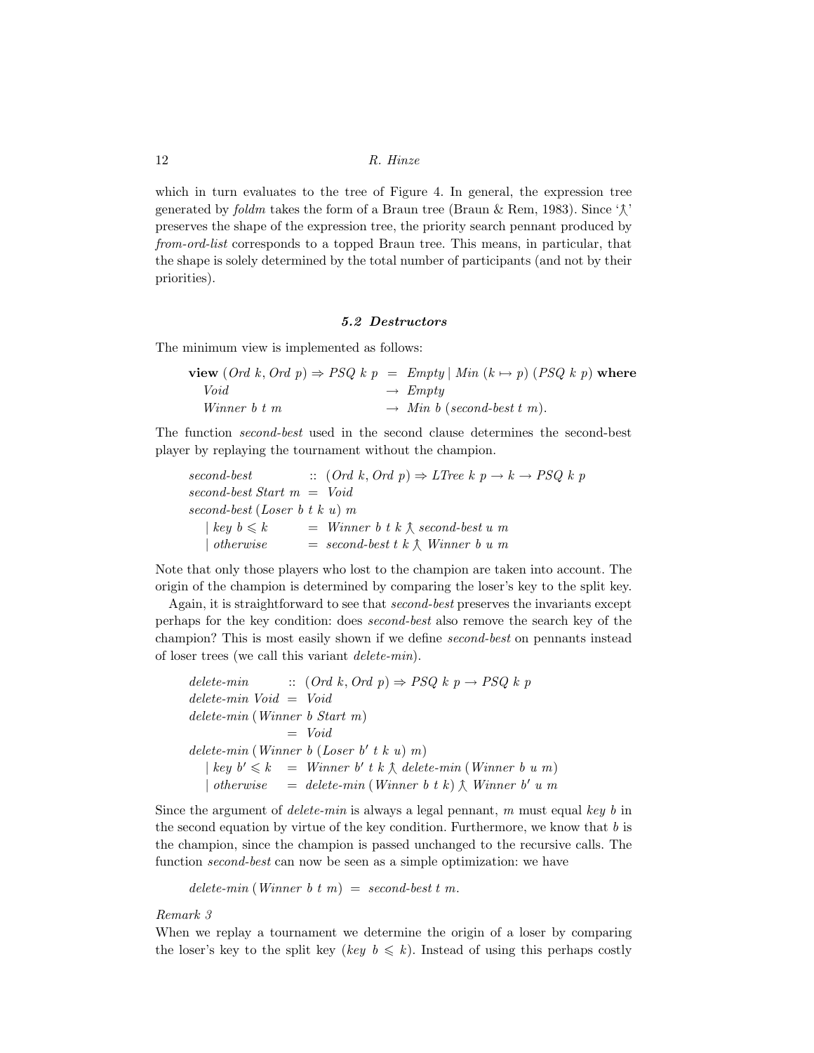which in turn evaluates to the tree of Figure 4. In general, the expression tree generated by *foldm* takes the form of a Braun tree (Braun & Rem, 1983). Since '$\curlywedge$' preserves the shape of the expression tree, the priority search pennant produced by *from-ord-list* corresponds to a topped Braun tree. This means, in particular, that the shape is solely determined by the total number of participants (and not by their priorities).

### 5.2 Destructors

The minimum view is implemented as follows:

$$
\begin{array}{lcl}
\textbf{view}\ (\mathit{Ord}\ k, \mathit{Ord}\ p) \Rightarrow \mathit{PSQ}\ k\ p & = & \mathit{Empty} \mid \mathit{Min}\ (k \mapsto p)\ (\mathit{PSQ}\ k\ p)\ \textbf{where} \\
\quad \mathit{Void} & \rightarrow & \mathit{Empty} \\
\quad \mathit{Winner}\ b\ t\ m & \rightarrow & \mathit{Min}\ b\ (\mathit{second\text{-}best}\ t\ m).
\end{array}
$$

The function *second-best* used in the second clause determines the second-best player by replaying the tournament without the champion.

$$
\begin{array}{lcl}
\mathit{second\text{-}best} & :: & (\mathit{Ord}\ k, \mathit{Ord}\ p) \Rightarrow \mathit{LTree}\ k\ p \rightarrow k \rightarrow \mathit{PSQ}\ k\ p \\
\mathit{second\text{-}best}\ \mathit{Start}\ m & = & \mathit{Void} \\
\multicolumn{3}{l}{\mathit{second\text{-}best}\ (\mathit{Loser}\ b\ t\ k\ u)\ m} \\
\quad \mid \mathit{key}\ b \leqslant k & = & \mathit{Winner}\ b\ t\ k \curlywedge \mathit{second\text{-}best}\ u\ m \\
\quad \mid \mathit{otherwise} & = & \mathit{second\text{-}best}\ t\ k \curlywedge \mathit{Winner}\ b\ u\ m
\end{array}
$$

Note that only those players who lost to the champion are taken into account. The origin of the champion is determined by comparing the loser's key to the split key.

Again, it is straightforward to see that *second-best* preserves the invariants except perhaps for the key condition: does *second-best* also remove the search key of the champion? This is most easily shown if we define *second-best* on pennants instead of loser trees (we call this variant *delete-min*).

$$
\begin{array}{lcl}
\mathit{delete\text{-}min} & :: & (\mathit{Ord}\ k, \mathit{Ord}\ p) \Rightarrow \mathit{PSQ}\ k\ p \rightarrow \mathit{PSQ}\ k\ p \\
\mathit{delete\text{-}min}\ \mathit{Void} & = & \mathit{Void} \\
\multicolumn{3}{l}{\mathit{delete\text{-}min}\ (\mathit{Winner}\ b\ \mathit{Start}\ m)} \\
 & = & \mathit{Void} \\
\multicolumn{3}{l}{\mathit{delete\text{-}min}\ (\mathit{Winner}\ b\ (\mathit{Loser}\ b'\ t\ k\ u)\ m)} \\
\quad \mid \mathit{key}\ b' \leqslant k & = & \mathit{Winner}\ b'\ t\ k \curlywedge \mathit{delete\text{-}min}\ (\mathit{Winner}\ b\ u\ m) \\
\quad \mid \mathit{otherwise} & = & \mathit{delete\text{-}min}\ (\mathit{Winner}\ b\ t\ k) \curlywedge \mathit{Winner}\ b'\ u\ m
\end{array}
$$

Since the argument of *delete-min* is always a legal pennant, $m$ must equal $\mathit{key}\ b$ in the second equation by virtue of the key condition. Furthermore, we know that $b$ is the champion, since the champion is passed unchanged to the recursive calls. The function *second-best* can now be seen as a simple optimization: we have

$$
\mathit{delete\text{-}min}\ (\mathit{Winner}\ b\ t\ m)\ =\ \mathit{second\text{-}best}\ t\ m.
$$

*Remark 3*

When we replay a tournament we determine the origin of a loser by comparing the loser's key to the split key ($\mathit{key}\ b \leqslant k$). Instead of using this perhaps costly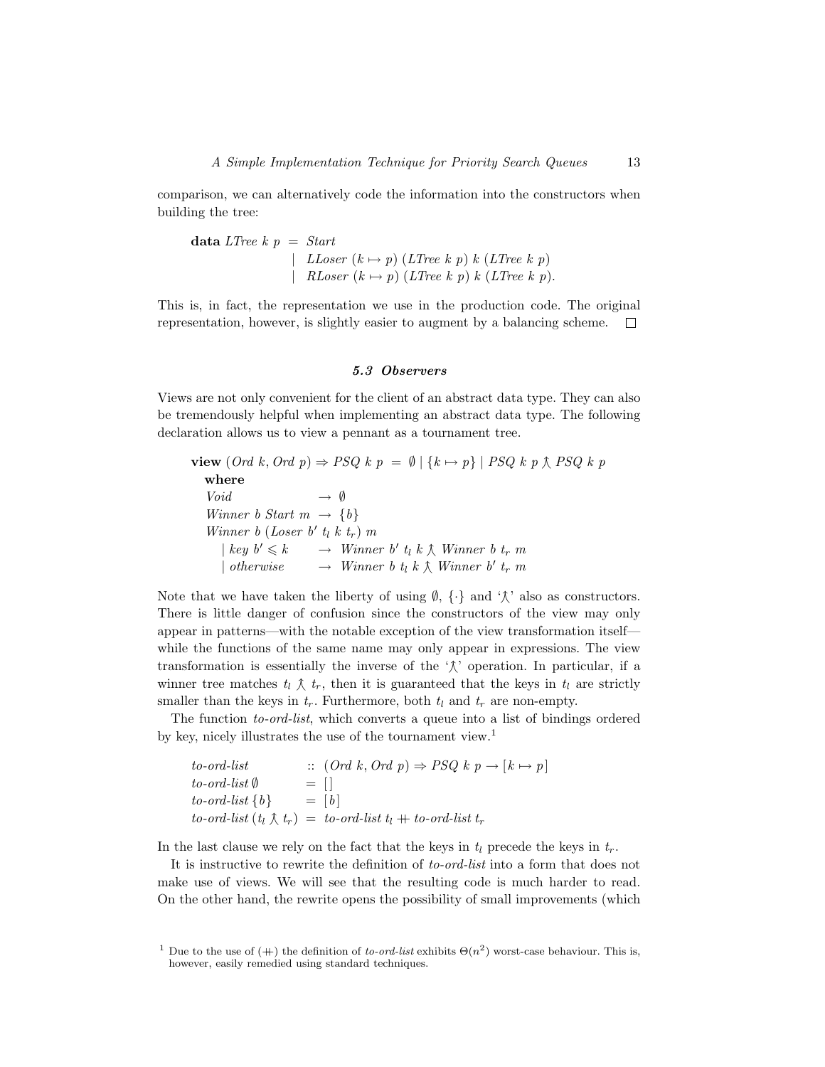comparison, we can alternatively code the information into the constructors when building the tree:

```
data LTree k p = Start
               | LLoser (k ↦ p) (LTree k p) k (LTree k p)
               | RLoser (k ↦ p) (LTree k p) k (LTree k p).
```

This is, in fact, the representation we use in the production code. The original representation, however, is slightly easier to augment by a balancing scheme. □

### 5.3 Observers

Views are not only convenient for the client of an abstract data type. They can also be tremendously helpful when implementing an abstract data type. The following declaration allows us to view a pennant as a tournament tree.

```
view (Ord k, Ord p) ⇒ PSQ k p = ∅ | {k ↦ p} | PSQ k p ⅄ PSQ k p
  where
  Void                 → ∅
  Winner b Start m     → {b}
  Winner b (Loser b′ tl k tr) m
    | key b′ ⩽ k       → Winner b′ tl k ⅄ Winner b tr m
    | otherwise        → Winner b tl k ⅄ Winner b′ tr m
```

Note that we have taken the liberty of using $\emptyset$, $\{\cdot\}$ and '⅄' also as constructors. There is little danger of confusion since the constructors of the view may only appear in patterns—with the notable exception of the view transformation itself—while the functions of the same name may only appear in expressions. The view transformation is essentially the inverse of the '⅄' operation. In particular, if a winner tree matches $t_l$ ⅄ $t_r$, then it is guaranteed that the keys in $t_l$ are strictly smaller than the keys in $t_r$. Furthermore, both $t_l$ and $t_r$ are non-empty.

The function *to-ord-list*, which converts a queue into a list of bindings ordered by key, nicely illustrates the use of the tournament view.[1]

```
to-ord-list            :: (Ord k, Ord p) ⇒ PSQ k p → [k ↦ p]
to-ord-list ∅          = [ ]
to-ord-list {b}        = [b]
to-ord-list (tl ⅄ tr)  = to-ord-list tl ++ to-ord-list tr
```

In the last clause we rely on the fact that the keys in $t_l$ precede the keys in $t_r$.

It is instructive to rewrite the definition of *to-ord-list* into a form that does not make use of views. We will see that the resulting code is much harder to read. On the other hand, the rewrite opens the possibility of small improvements (which

[1] Due to the use of (++) the definition of *to-ord-list* exhibits $\Theta(n^2)$ worst-case behaviour. This is, however, easily remedied using standard techniques.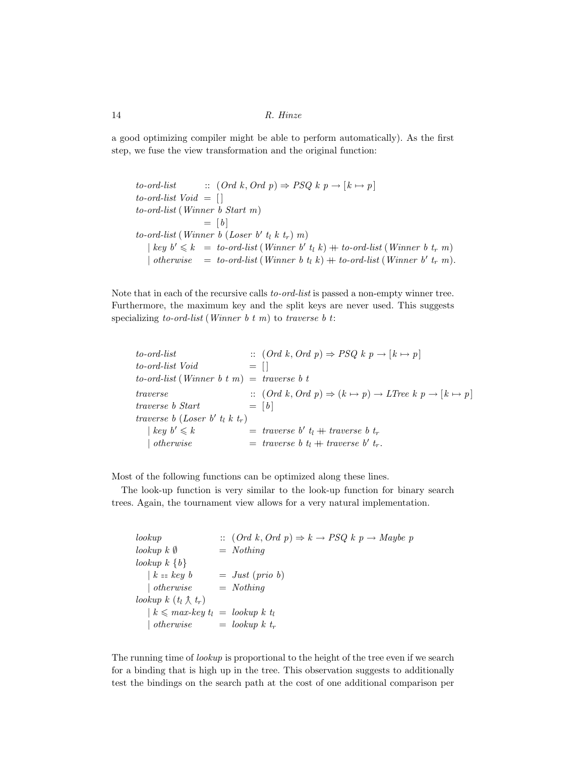a good optimizing compiler might be able to perform automatically). As the first step, we fuse the view transformation and the original function:

```
to-ord-list          :: (Ord k, Ord p) ⇒ PSQ k p → [k ↦ p]
to-ord-list Void     =  [ ]
to-ord-list (Winner b Start m)
                     =  [b]
to-ord-list (Winner b (Loser b′ tl k tr) m)
    | key b′ ⩽ k     =  to-ord-list (Winner b′ tl k) ++ to-ord-list (Winner b tr m)
    | otherwise      =  to-ord-list (Winner b tl k) ++ to-ord-list (Winner b′ tr m).
```

Note that in each of the recursive calls *to-ord-list* is passed a non-empty winner tree. Furthermore, the maximum key and the split keys are never used. This suggests specializing *to-ord-list* (*Winner b t m*) to *traverse b t*:

```
to-ord-list                 :: (Ord k, Ord p) ⇒ PSQ k p → [k ↦ p]
to-ord-list Void            =  [ ]
to-ord-list (Winner b t m)  =  traverse b t
traverse                    :: (Ord k, Ord p) ⇒ (k ↦ p) → LTree k p → [k ↦ p]
traverse b Start            =  [b]
traverse b (Loser b′ tl k tr)
    | key b′ ⩽ k            =  traverse b′ tl ++ traverse b tr
    | otherwise             =  traverse b tl ++ traverse b′ tr.
```

Most of the following functions can be optimized along these lines.

The look-up function is very similar to the look-up function for binary search trees. Again, the tournament view allows for a very natural implementation.

```
lookup                :: (Ord k, Ord p) ⇒ k → PSQ k p → Maybe p
lookup k ∅            =  Nothing
lookup k {b}
    | k == key b      =  Just (prio b)
    | otherwise       =  Nothing
lookup k (tl ⅄ tr)
    | k ⩽ max-key tl  =  lookup k tl
    | otherwise       =  lookup k tr
```

The running time of *lookup* is proportional to the height of the tree even if we search for a binding that is high up in the tree. This observation suggests to additionally test the bindings on the search path at the cost of one additional comparison per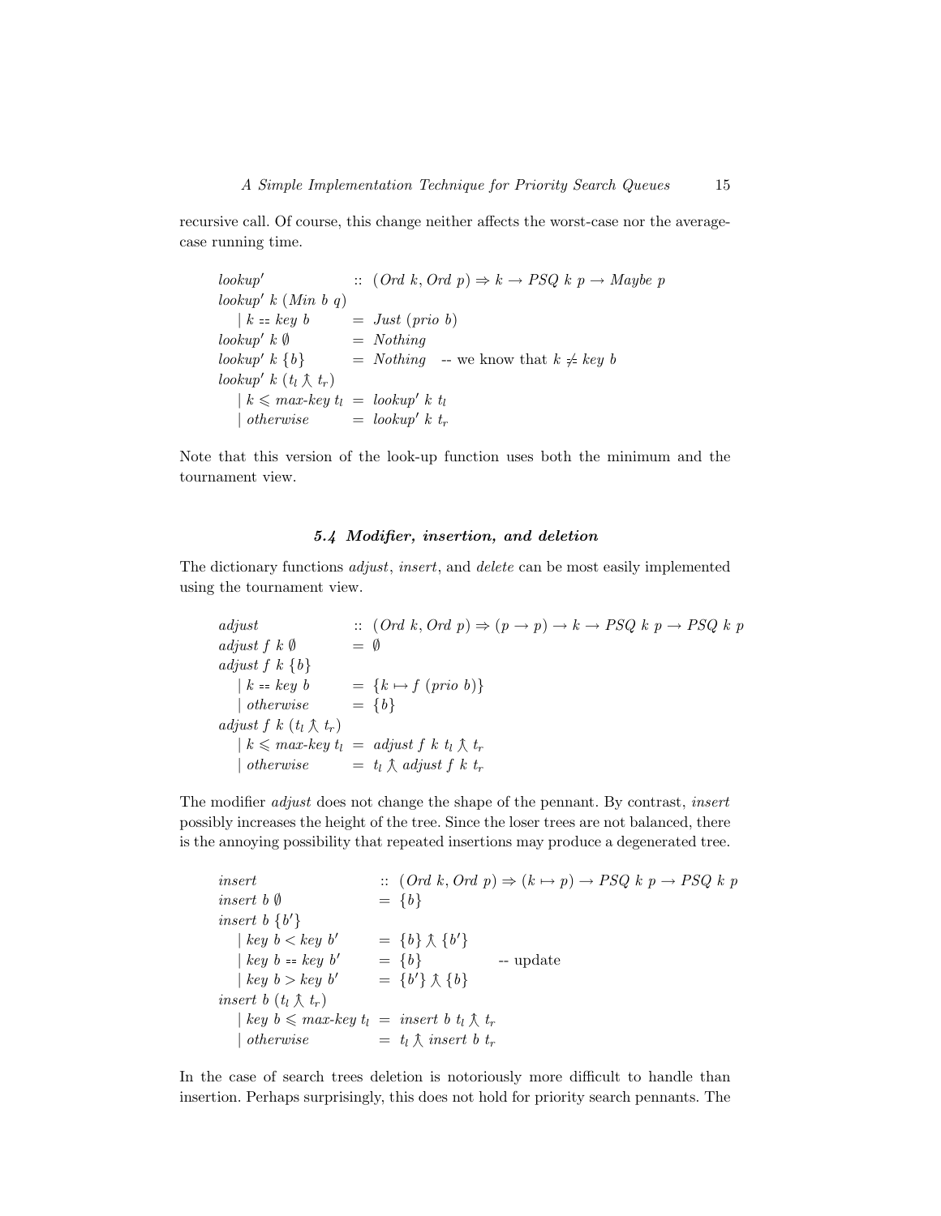recursive call. Of course, this change neither affects the worst-case nor the average-case running time.

```
lookup'              :: (Ord k, Ord p) ⇒ k → PSQ k p → Maybe p
lookup' k (Min b q)
    | k == key b     =  Just (prio b)
lookup' k ∅          =  Nothing
lookup' k {b}        =  Nothing   -- we know that k ≠ key b
lookup' k (t_l ⋏ t_r)
    | k ⩽ max-key t_l = lookup' k t_l
    | otherwise      =  lookup' k t_r
```

Note that this version of the look-up function uses both the minimum and the tournament view.

### 5.4 Modifier, insertion, and deletion

The dictionary functions *adjust*, *insert*, and *delete* can be most easily implemented using the tournament view.

```
adjust               :: (Ord k, Ord p) ⇒ (p → p) → k → PSQ k p → PSQ k p
adjust f k ∅         =  ∅
adjust f k {b}
    | k == key b     =  {k ↦ f (prio b)}
    | otherwise      =  {b}
adjust f k (t_l ⋏ t_r)
    | k ⩽ max-key t_l = adjust f k t_l ⋏ t_r
    | otherwise      =  t_l ⋏ adjust f k t_r
```

The modifier *adjust* does not change the shape of the pennant. By contrast, *insert* possibly increases the height of the tree. Since the loser trees are not balanced, there is the annoying possibility that repeated insertions may produce a degenerated tree.

```
insert                   :: (Ord k, Ord p) ⇒ (k ↦ p) → PSQ k p → PSQ k p
insert b ∅               =  {b}
insert b {b'}
    | key b < key b'     =  {b} ⋏ {b'}
    | key b == key b'    =  {b}            -- update
    | key b > key b'     =  {b'} ⋏ {b}
insert b (t_l ⋏ t_r)
    | key b ⩽ max-key t_l = insert b t_l ⋏ t_r
    | otherwise          =  t_l ⋏ insert b t_r
```

In the case of search trees deletion is notoriously more difficult to handle than insertion. Perhaps surprisingly, this does not hold for priority search pennants. The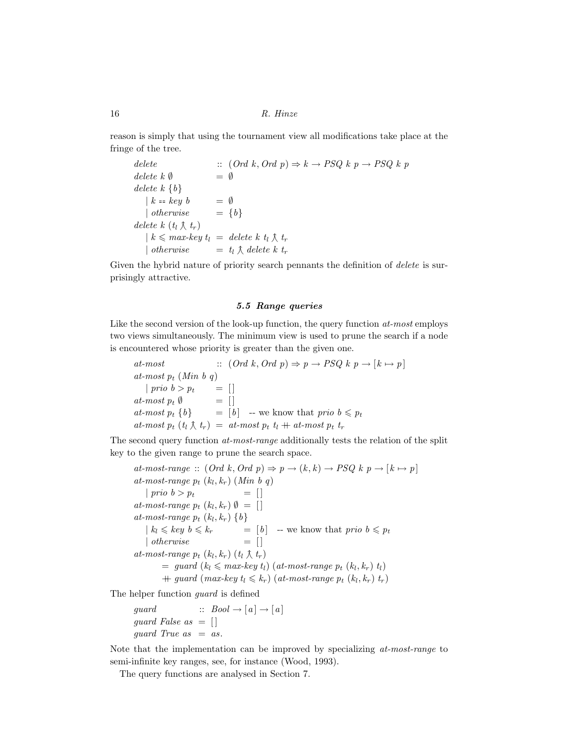reason is simply that using the tournament view all modifications take place at the fringe of the tree.

$$
\begin{array}{lcl}
\textit{delete} & :: & (\textit{Ord}\ k, \textit{Ord}\ p) \Rightarrow k \rightarrow \textit{PSQ}\ k\ p \rightarrow \textit{PSQ}\ k\ p \\
\textit{delete}\ k\ \emptyset & = & \emptyset \\
\textit{delete}\ k\ \{b\} & & \\
\quad \mid k == \textit{key}\ b & = & \emptyset \\
\quad \mid \textit{otherwise} & = & \{b\} \\
\textit{delete}\ k\ (t_l \curlywedge t_r) & & \\
\quad \mid k \leqslant \textit{max-key}\ t_l & = & \textit{delete}\ k\ t_l \curlywedge t_r \\
\quad \mid \textit{otherwise} & = & t_l \curlywedge \textit{delete}\ k\ t_r
\end{array}
$$

Given the hybrid nature of priority search pennants the definition of *delete* is surprisingly attractive.

### *5.5 Range queries*

Like the second version of the look-up function, the query function *at-most* employs two views simultaneously. The minimum view is used to prune the search if a node is encountered whose priority is greater than the given one.

$$
\begin{array}{lcl}
\textit{at-most} & :: & (\textit{Ord}\ k, \textit{Ord}\ p) \Rightarrow p \rightarrow \textit{PSQ}\ k\ p \rightarrow [k \mapsto p] \\
\textit{at-most}\ p_t\ (\textit{Min}\ b\ q) & & \\
\quad \mid \textit{prio}\ b > p_t & = & [\,] \\
\textit{at-most}\ p_t\ \emptyset & = & [\,] \\
\textit{at-most}\ p_t\ \{b\} & = & [b] \quad \text{-- we know that } \textit{prio}\ b \leqslant p_t \\
\textit{at-most}\ p_t\ (t_l \curlywedge t_r) & = & \textit{at-most}\ p_t\ t_l +\!\!+\ \textit{at-most}\ p_t\ t_r
\end{array}
$$

The second query function *at-most-range* additionally tests the relation of the split key to the given range to prune the search space.

$$
\begin{array}{l}
\textit{at-most-range} :: (\textit{Ord}\ k, \textit{Ord}\ p) \Rightarrow p \rightarrow (k, k) \rightarrow \textit{PSQ}\ k\ p \rightarrow [k \mapsto p] \\
\textit{at-most-range}\ p_t\ (k_l, k_r)\ (\textit{Min}\ b\ q) \\
\quad \mid \textit{prio}\ b > p_t \qquad\qquad = [\,] \\
\textit{at-most-range}\ p_t\ (k_l, k_r)\ \emptyset\ = [\,] \\
\textit{at-most-range}\ p_t\ (k_l, k_r)\ \{b\} \\
\quad \mid k_l \leqslant \textit{key}\ b \leqslant k_r \qquad = [b] \quad \text{-- we know that } \textit{prio}\ b \leqslant p_t \\
\quad \mid \textit{otherwise} \qquad\qquad\ = [\,] \\
\textit{at-most-range}\ p_t\ (k_l, k_r)\ (t_l \curlywedge t_r) \\
\qquad = \textit{guard}\ (k_l \leqslant \textit{max-key}\ t_l)\ (\textit{at-most-range}\ p_t\ (k_l, k_r)\ t_l) \\
\qquad +\!\!+\ \textit{guard}\ (\textit{max-key}\ t_l \leqslant k_r)\ (\textit{at-most-range}\ p_t\ (k_l, k_r)\ t_r)
\end{array}
$$

The helper function *guard* is defined

$$
\begin{array}{lcl}
\textit{guard} & :: & \textit{Bool} \rightarrow [a] \rightarrow [a] \\
\textit{guard}\ \textit{False}\ \textit{as} & = & [\,] \\
\textit{guard}\ \textit{True}\ \textit{as} & = & \textit{as}.
\end{array}
$$

Note that the implementation can be improved by specializing *at-most-range* to semi-infinite key ranges, see, for instance (Wood, 1993).

The query functions are analysed in Section 7.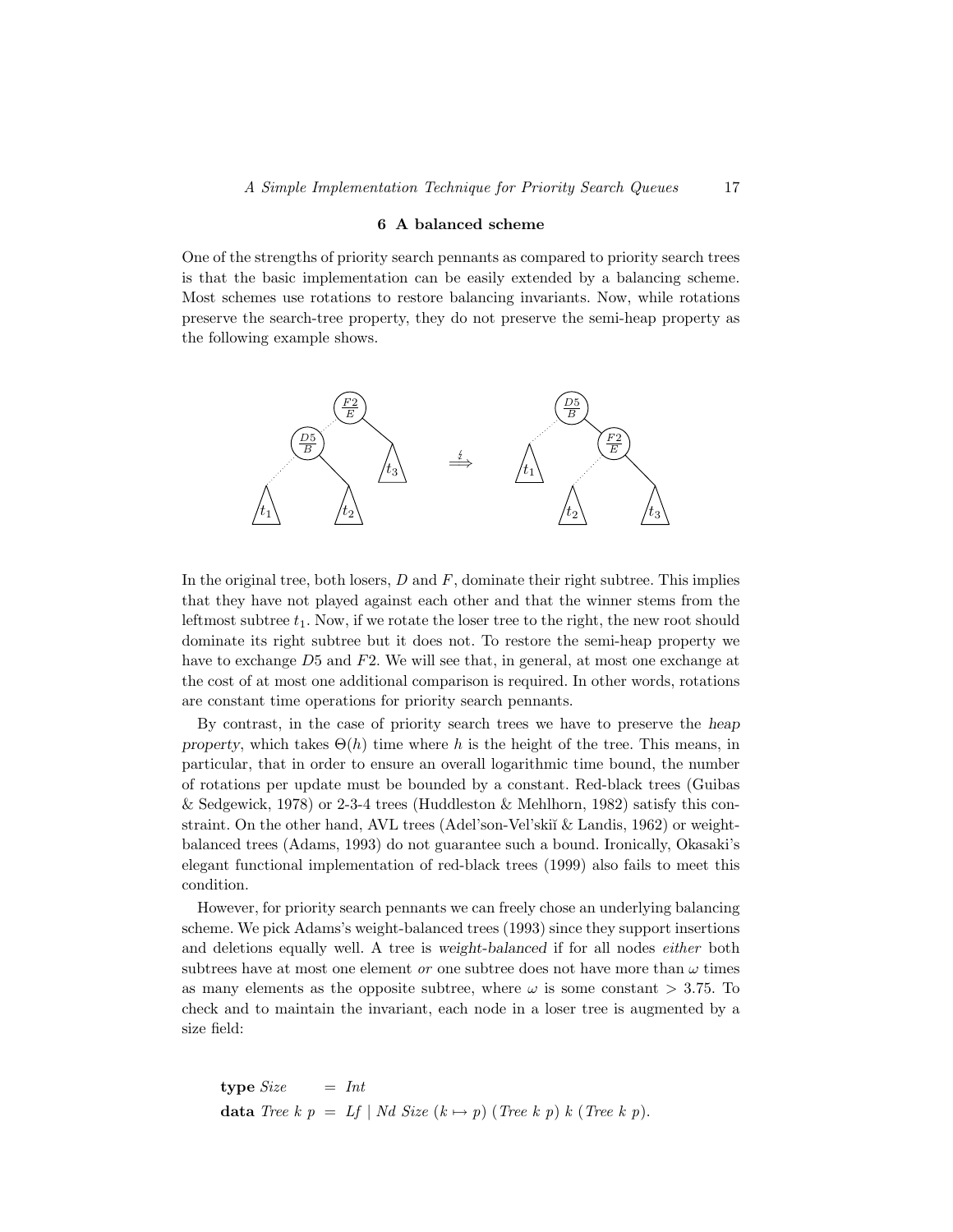## 6 A balanced scheme

One of the strengths of priority search pennants as compared to priority search trees is that the basic implementation can be easily extended by a balancing scheme. Most schemes use rotations to restore balancing invariants. Now, while rotations preserve the search-tree property, they do not preserve the semi-heap property as the following example shows.

In the original tree, both losers, $D$ and $F$, dominate their right subtree. This implies that they have not played against each other and that the winner stems from the leftmost subtree $t_1$. Now, if we rotate the loser tree to the right, the new root should dominate its right subtree but it does not. To restore the semi-heap property we have to exchange $D5$ and $F2$. We will see that, in general, at most one exchange at the cost of at most one additional comparison is required. In other words, rotations are constant time operations for priority search pennants.

By contrast, in the case of priority search trees we have to preserve the *heap property*, which takes $\Theta(h)$ time where $h$ is the height of the tree. This means, in particular, that in order to ensure an overall logarithmic time bound, the number of rotations per update must be bounded by a constant. Red-black trees (Guibas & Sedgewick, 1978) or 2-3-4 trees (Huddleston & Mehlhorn, 1982) satisfy this constraint. On the other hand, AVL trees (Adel'son-Vel'skiĭ & Landis, 1962) or weight-balanced trees (Adams, 1993) do not guarantee such a bound. Ironically, Okasaki's elegant functional implementation of red-black trees (1999) also fails to meet this condition.

However, for priority search pennants we can freely chose an underlying balancing scheme. We pick Adams's weight-balanced trees (1993) since they support insertions and deletions equally well. A tree is *weight-balanced* if for all nodes *either* both subtrees have at most one element *or* one subtree does not have more than $\omega$ times as many elements as the opposite subtree, where $\omega$ is some constant $> 3.75$. To check and to maintain the invariant, each node in a loser tree is augmented by a size field:

```
type Size     = Int
data Tree k p = Lf | Nd Size (k ↦ p) (Tree k p) k (Tree k p).
```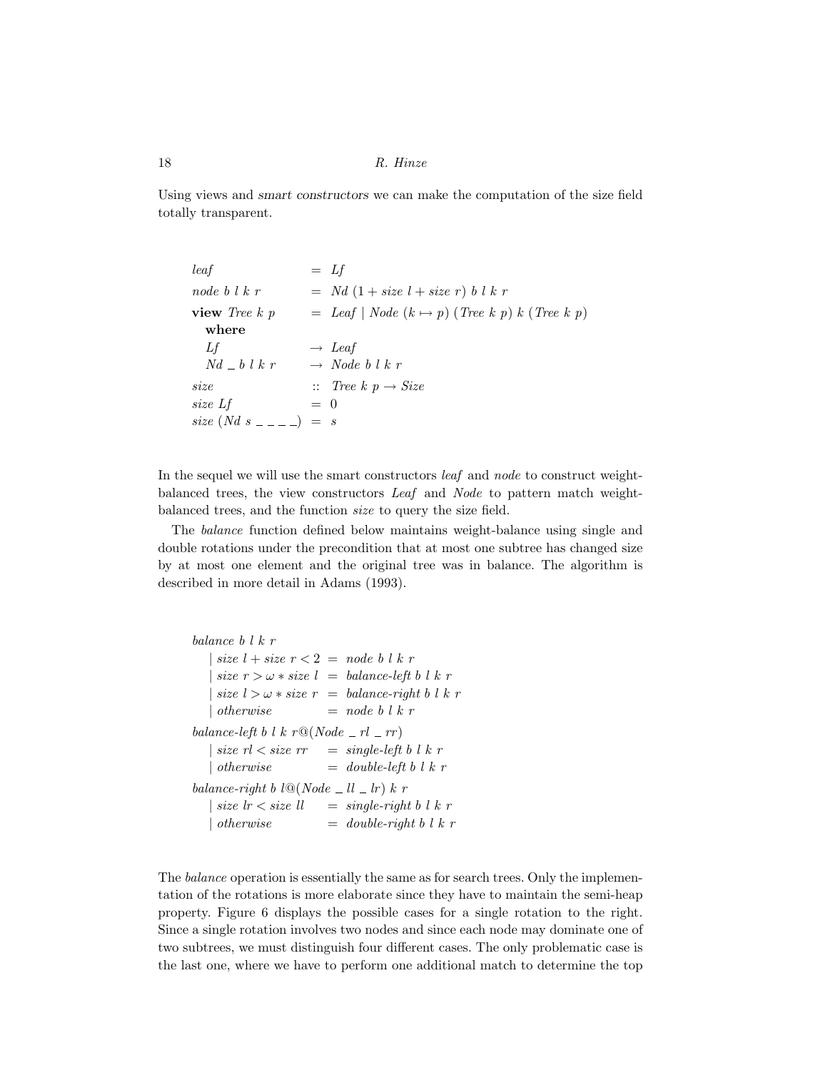Using views and *smart constructors* we can make the computation of the size field totally transparent.

```
leaf                   = Lf
node b l k r           = Nd (1 + size l + size r) b l k r
view Tree k p          = Leaf | Node (k ↦ p) (Tree k p) k (Tree k p)
  where
  Lf                   → Leaf
  Nd _ b l k r         → Node b l k r
size                   :: Tree k p → Size
size Lf                = 0
size (Nd s _ _ _ _)    = s
```

In the sequel we will use the smart constructors *leaf* and *node* to construct weight-balanced trees, the view constructors *Leaf* and *Node* to pattern match weight-balanced trees, and the function *size* to query the size field.

The *balance* function defined below maintains weight-balance using single and double rotations under the precondition that at most one subtree has changed size by at most one element and the original tree was in balance. The algorithm is described in more detail in Adams (1993).

```
balance b l k r
  | size l + size r < 2  = node b l k r
  | size r > ω * size l  = balance-left b l k r
  | size l > ω * size r  = balance-right b l k r
  | otherwise            = node b l k r
balance-left b l k r@(Node _ rl _ rr)
  | size rl < size rr    = single-left b l k r
  | otherwise            = double-left b l k r
balance-right b l@(Node _ ll _ lr) k r
  | size lr < size ll    = single-right b l k r
  | otherwise            = double-right b l k r
```

The *balance* operation is essentially the same as for search trees. Only the implementation of the rotations is more elaborate since they have to maintain the semi-heap property. Figure 6 displays the possible cases for a single rotation to the right. Since a single rotation involves two nodes and since each node may dominate one of two subtrees, we must distinguish four different cases. The only problematic case is the last one, where we have to perform one additional match to determine the top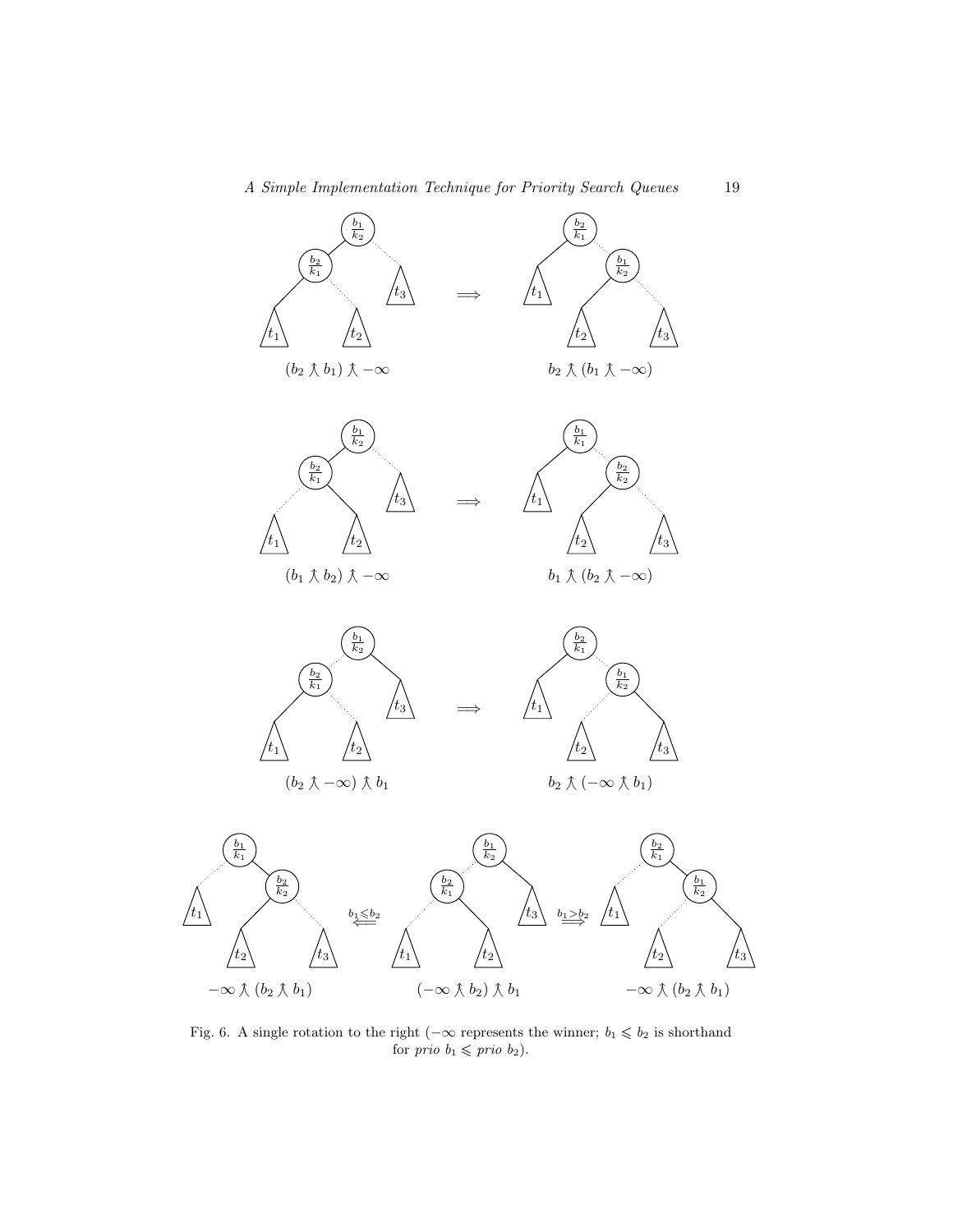$(b_2 \curlywedge b_1) \curlywedge -\infty \quad \Longrightarrow \quad b_2 \curlywedge (b_1 \curlywedge -\infty)$

$(b_1 \curlywedge b_2) \curlywedge -\infty \quad \Longrightarrow \quad b_1 \curlywedge (b_2 \curlywedge -\infty)$

$(b_2 \curlywedge -\infty) \curlywedge b_1 \quad \Longrightarrow \quad b_2 \curlywedge (-\infty \curlywedge b_1)$

$-\infty \curlywedge (b_2 \curlywedge b_1) \quad \overset{b_1 \leqslant b_2}{\Longleftarrow} \quad (-\infty \curlywedge b_2) \curlywedge b_1 \quad \overset{b_1 > b_2}{\Longrightarrow} \quad -\infty \curlywedge (b_2 \curlywedge b_1)$

Fig. 6. A single rotation to the right ($-\infty$ represents the winner; $b_1 \leqslant b_2$ is shorthand for *prio* $b_1 \leqslant$ *prio* $b_2$).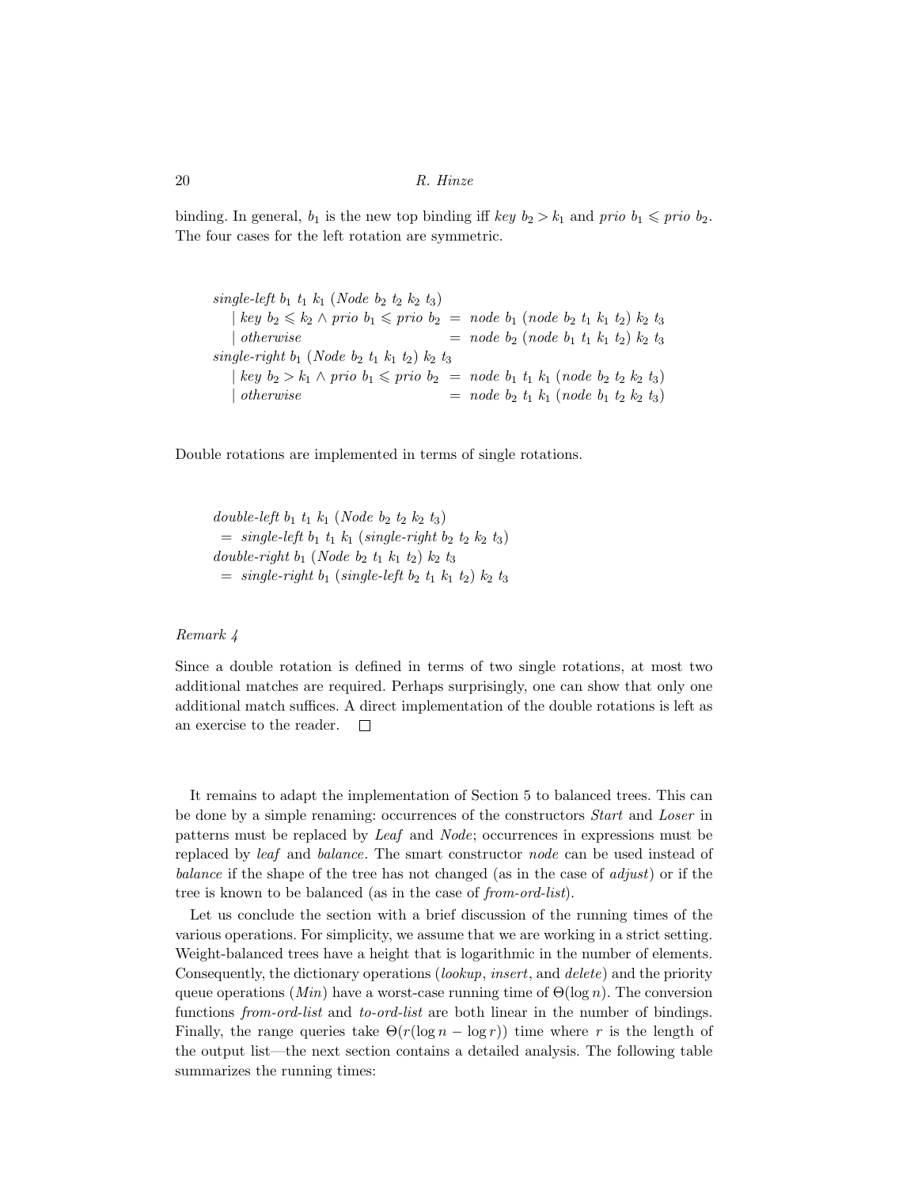binding. In general, $b_1$ is the new top binding iff *key* $b_2 > k_1$ and *prio* $b_1 \leqslant$ *prio* $b_2$. The four cases for the left rotation are symmetric.

```
single-left b1 t1 k1 (Node b2 t2 k2 t3)
    | key b2 ⩽ k2 ∧ prio b1 ⩽ prio b2  =  node b1 (node b2 t1 k1 t2) k2 t3
    | otherwise                         =  node b2 (node b1 t1 k1 t2) k2 t3
single-right b1 (Node b2 t1 k1 t2) k2 t3
    | key b2 > k1 ∧ prio b1 ⩽ prio b2  =  node b1 t1 k1 (node b2 t2 k2 t3)
    | otherwise                         =  node b2 t1 k1 (node b1 t2 k2 t3)
```

Double rotations are implemented in terms of single rotations.

```
double-left b1 t1 k1 (Node b2 t2 k2 t3)
  =  single-left b1 t1 k1 (single-right b2 t2 k2 t3)
double-right b1 (Node b2 t1 k1 t2) k2 t3
  =  single-right b1 (single-left b2 t1 k1 t2) k2 t3
```

*Remark 4*

Since a double rotation is defined in terms of two single rotations, at most two additional matches are required. Perhaps surprisingly, one can show that only one additional match suffices. A direct implementation of the double rotations is left as an exercise to the reader. □

It remains to adapt the implementation of Section 5 to balanced trees. This can be done by a simple renaming: occurrences of the constructors *Start* and *Loser* in patterns must be replaced by *Leaf* and *Node*; occurrences in expressions must be replaced by *leaf* and *balance*. The smart constructor *node* can be used instead of *balance* if the shape of the tree has not changed (as in the case of *adjust*) or if the tree is known to be balanced (as in the case of *from-ord-list*).

Let us conclude the section with a brief discussion of the running times of the various operations. For simplicity, we assume that we are working in a strict setting. Weight-balanced trees have a height that is logarithmic in the number of elements. Consequently, the dictionary operations (*lookup*, *insert*, and *delete*) and the priority queue operations (*Min*) have a worst-case running time of $\Theta(\log n)$. The conversion functions *from-ord-list* and *to-ord-list* are both linear in the number of bindings. Finally, the range queries take $\Theta(r(\log n - \log r))$ time where $r$ is the length of the output list—the next section contains a detailed analysis. The following table summarizes the running times: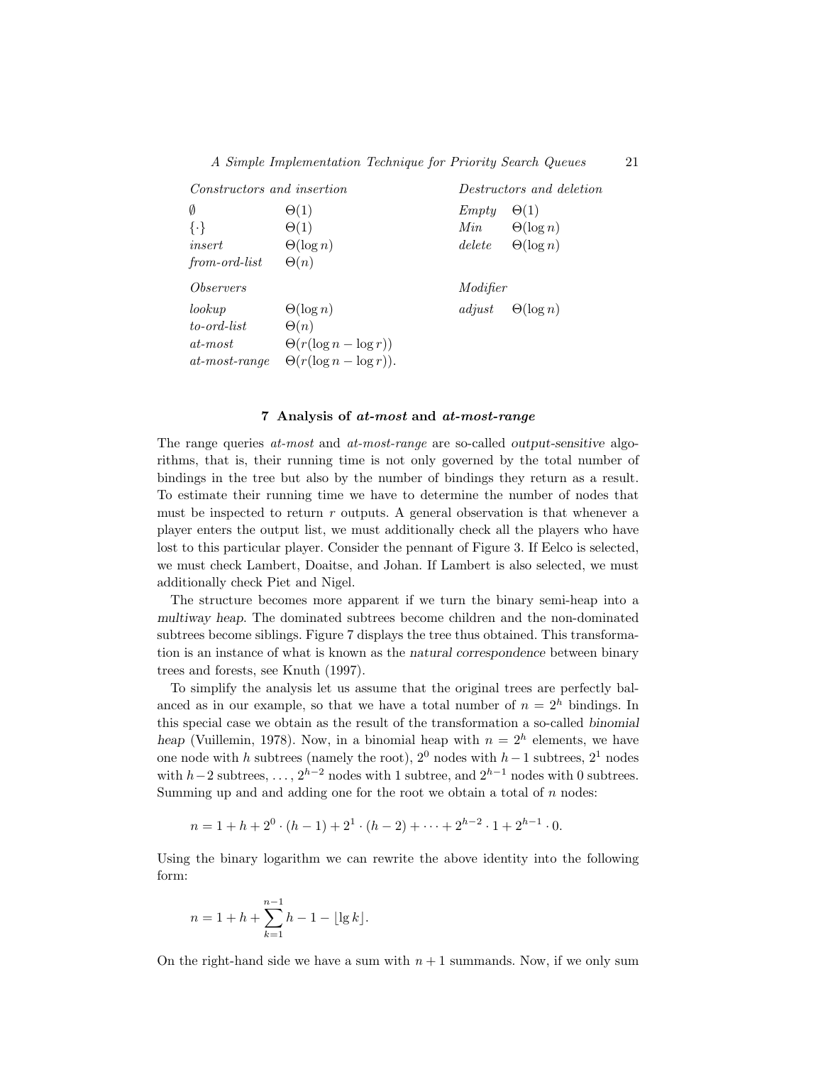| *Constructors and insertion* | | *Destructors and deletion* | |
|---|---|---|---|
| $\emptyset$ | $\Theta(1)$ | *Empty* | $\Theta(1)$ |
| $\{\cdot\}$ | $\Theta(1)$ | *Min* | $\Theta(\log n)$ |
| *insert* | $\Theta(\log n)$ | *delete* | $\Theta(\log n)$ |
| *from-ord-list* | $\Theta(n)$ | | |
| *Observers* | | *Modifier* | |
| *lookup* | $\Theta(\log n)$ | *adjust* | $\Theta(\log n)$ |
| *to-ord-list* | $\Theta(n)$ | | |
| *at-most* | $\Theta(r(\log n - \log r))$ | | |
| *at-most-range* | $\Theta(r(\log n - \log r))$. | | |

## 7 Analysis of *at-most* and *at-most-range*

The range queries *at-most* and *at-most-range* are so-called *output-sensitive* algorithms, that is, their running time is not only governed by the total number of bindings in the tree but also by the number of bindings they return as a result. To estimate their running time we have to determine the number of nodes that must be inspected to return $r$ outputs. A general observation is that whenever a player enters the output list, we must additionally check all the players who have lost to this particular player. Consider the pennant of Figure 3. If Eelco is selected, we must check Lambert, Doaitse, and Johan. If Lambert is also selected, we must additionally check Piet and Nigel.

The structure becomes more apparent if we turn the binary semi-heap into a *multiway heap*. The dominated subtrees become children and the non-dominated subtrees become siblings. Figure 7 displays the tree thus obtained. This transformation is an instance of what is known as the *natural correspondence* between binary trees and forests, see Knuth (1997).

To simplify the analysis let us assume that the original trees are perfectly balanced as in our example, so that we have a total number of $n = 2^h$ bindings. In this special case we obtain as the result of the transformation a so-called *binomial heap* (Vuillemin, 1978). Now, in a binomial heap with $n = 2^h$ elements, we have one node with $h$ subtrees (namely the root), $2^0$ nodes with $h-1$ subtrees, $2^1$ nodes with $h-2$ subtrees, ..., $2^{h-2}$ nodes with 1 subtree, and $2^{h-1}$ nodes with 0 subtrees. Summing up and and adding one for the root we obtain a total of $n$ nodes:

$$n = 1 + h + 2^0 \cdot (h-1) + 2^1 \cdot (h-2) + \cdots + 2^{h-2} \cdot 1 + 2^{h-1} \cdot 0.$$

Using the binary logarithm we can rewrite the above identity into the following form:

$$n = 1 + h + \sum_{k=1}^{n-1} h - 1 - \lfloor \lg k \rfloor.$$

On the right-hand side we have a sum with $n+1$ summands. Now, if we only sum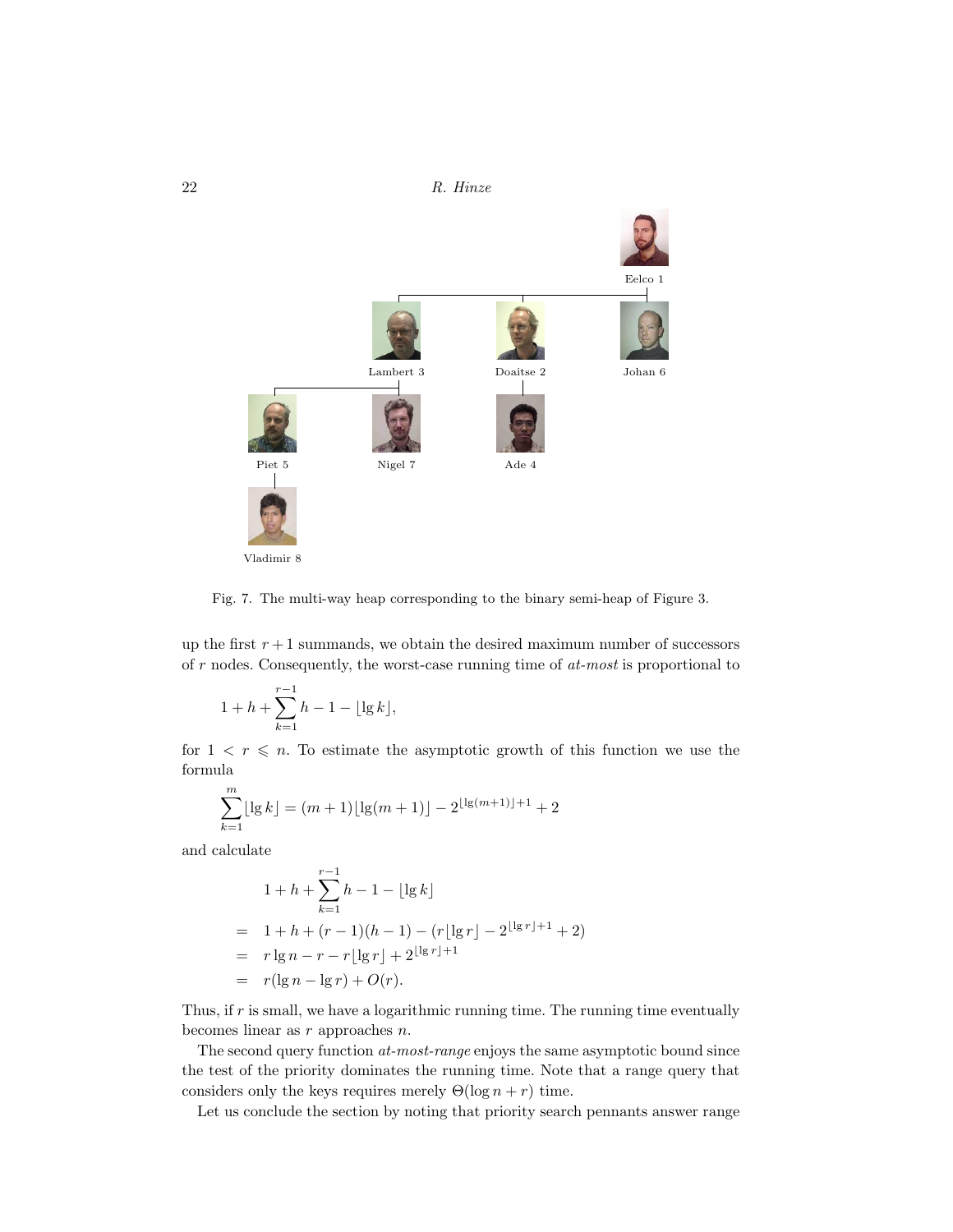Fig. 7. The multi-way heap corresponding to the binary semi-heap of Figure 3.

up the first $r+1$ summands, we obtain the desired maximum number of successors of $r$ nodes. Consequently, the worst-case running time of *at-most* is proportional to

$$1 + h + \sum_{k=1}^{r-1} h - 1 - \lfloor \lg k \rfloor,$$

for $1 < r \leqslant n$. To estimate the asymptotic growth of this function we use the formula

$$\sum_{k=1}^{m} \lfloor \lg k \rfloor = (m+1)\lfloor \lg(m+1) \rfloor - 2^{\lfloor \lg(m+1) \rfloor + 1} + 2$$

and calculate

$$\begin{aligned}
& 1 + h + \sum_{k=1}^{r-1} h - 1 - \lfloor \lg k \rfloor \\
= \quad & 1 + h + (r-1)(h-1) - (r\lfloor \lg r \rfloor - 2^{\lfloor \lg r \rfloor + 1} + 2) \\
= \quad & r \lg n - r - r\lfloor \lg r \rfloor + 2^{\lfloor \lg r \rfloor + 1} \\
= \quad & r(\lg n - \lg r) + O(r).
\end{aligned}$$

Thus, if $r$ is small, we have a logarithmic running time. The running time eventually becomes linear as $r$ approaches $n$.

The second query function *at-most-range* enjoys the same asymptotic bound since the test of the priority dominates the running time. Note that a range query that considers only the keys requires merely $\Theta(\log n + r)$ time.

Let us conclude the section by noting that priority search pennants answer range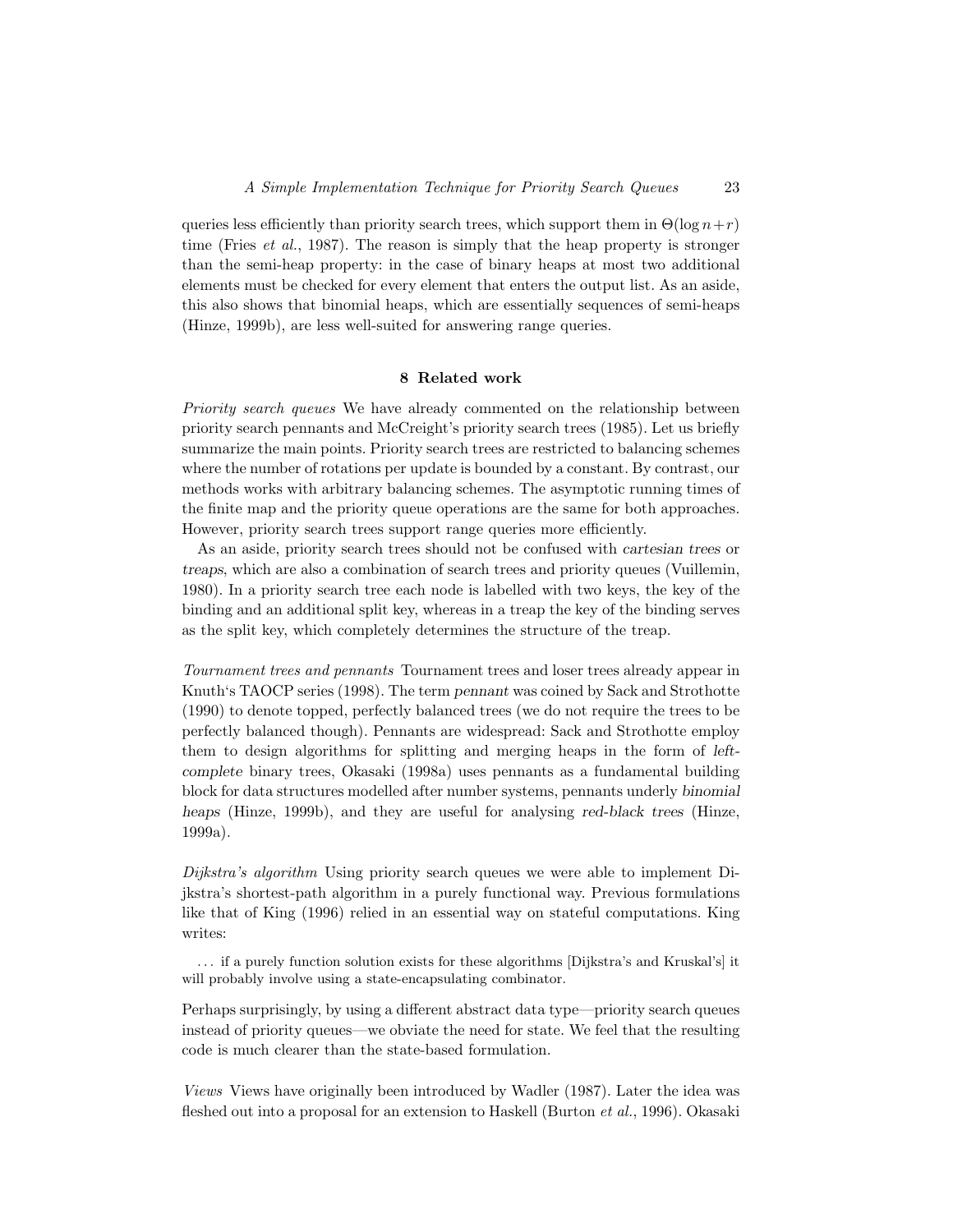queries less efficiently than priority search trees, which support them in $\Theta(\log n + r)$ time (Fries *et al.*, 1987). The reason is simply that the heap property is stronger than the semi-heap property: in the case of binary heaps at most two additional elements must be checked for every element that enters the output list. As an aside, this also shows that binomial heaps, which are essentially sequences of semi-heaps (Hinze, 1999b), are less well-suited for answering range queries.

## 8 Related work

*Priority search queues* We have already commented on the relationship between priority search pennants and McCreight's priority search trees (1985). Let us briefly summarize the main points. Priority search trees are restricted to balancing schemes where the number of rotations per update is bounded by a constant. By contrast, our methods works with arbitrary balancing schemes. The asymptotic running times of the finite map and the priority queue operations are the same for both approaches. However, priority search trees support range queries more efficiently.

As an aside, priority search trees should not be confused with *cartesian trees* or *treaps*, which are also a combination of search trees and priority queues (Vuillemin, 1980). In a priority search tree each node is labelled with two keys, the key of the binding and an additional split key, whereas in a treap the key of the binding serves as the split key, which completely determines the structure of the treap.

*Tournament trees and pennants* Tournament trees and loser trees already appear in Knuth's TAOCP series (1998). The term *pennant* was coined by Sack and Strothotte (1990) to denote topped, perfectly balanced trees (we do not require the trees to be perfectly balanced though). Pennants are widespread: Sack and Strothotte employ them to design algorithms for splitting and merging heaps in the form of *left-complete* binary trees, Okasaki (1998a) uses pennants as a fundamental building block for data structures modelled after number systems, pennants underly *binomial heaps* (Hinze, 1999b), and they are useful for analysing *red-black trees* (Hinze, 1999a).

*Dijkstra's algorithm* Using priority search queues we were able to implement Dijkstra's shortest-path algorithm in a purely functional way. Previous formulations like that of King (1996) relied in an essential way on stateful computations. King writes:

> ... if a purely function solution exists for these algorithms [Dijkstra's and Kruskal's] it will probably involve using a state-encapsulating combinator.

Perhaps surprisingly, by using a different abstract data type—priority search queues instead of priority queues—we obviate the need for state. We feel that the resulting code is much clearer than the state-based formulation.

*Views* Views have originally been introduced by Wadler (1987). Later the idea was fleshed out into a proposal for an extension to Haskell (Burton *et al.*, 1996). Okasaki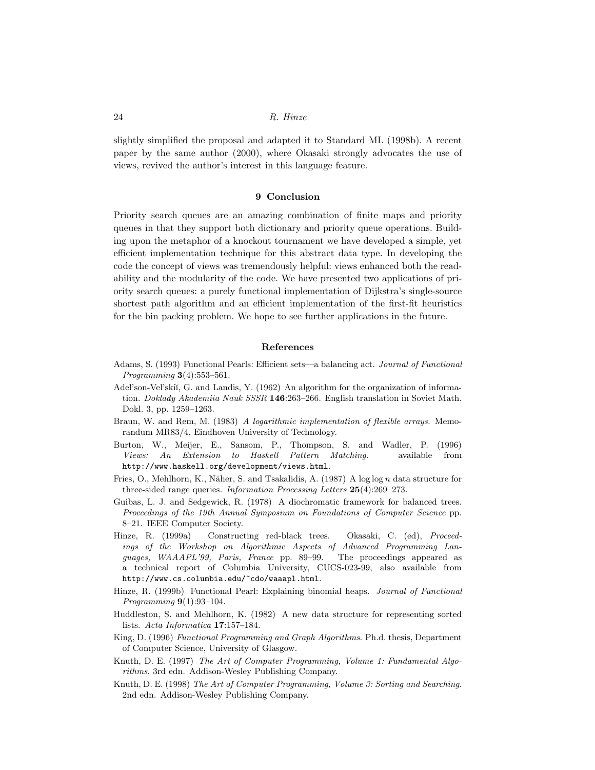slightly simplified the proposal and adapted it to Standard ML (1998b). A recent paper by the same author (2000), where Okasaki strongly advocates the use of views, revived the author's interest in this language feature.

## 9 Conclusion

Priority search queues are an amazing combination of finite maps and priority queues in that they support both dictionary and priority queue operations. Building upon the metaphor of a knockout tournament we have developed a simple, yet efficient implementation technique for this abstract data type. In developing the code the concept of views was tremendously helpful: views enhanced both the readability and the modularity of the code. We have presented two applications of priority search queues: a purely functional implementation of Dijkstra's single-source shortest path algorithm and an efficient implementation of the first-fit heuristics for the bin packing problem. We hope to see further applications in the future.

## References

Adams, S. (1993) Functional Pearls: Efficient sets—a balancing act. *Journal of Functional Programming* **3**(4):553–561.

Adel'son-Vel'skiĭ, G. and Landis, Y. (1962) An algorithm for the organization of information. *Doklady Akademiia Nauk SSSR* **146**:263–266. English translation in Soviet Math. Dokl. 3, pp. 1259–1263.

Braun, W. and Rem, M. (1983) *A logarithmic implementation of flexible arrays*. Memorandum MR83/4, Eindhoven University of Technology.

Burton, W., Meijer, E., Sansom, P., Thompson, S. and Wadler, P. (1996) *Views: An Extension to Haskell Pattern Matching*. available from `http://www.haskell.org/development/views.html`.

Fries, O., Mehlhorn, K., Näher, S. and Tsakalidis, A. (1987) A $\log \log n$ data structure for three-sided range queries. *Information Processing Letters* **25**(4):269–273.

Guibas, L. J. and Sedgewick, R. (1978) A diochromatic framework for balanced trees. *Proceedings of the 19th Annual Symposium on Foundations of Computer Science* pp. 8–21. IEEE Computer Society.

Hinze, R. (1999a) Constructing red-black trees. Okasaki, C. (ed), *Proceedings of the Workshop on Algorithmic Aspects of Advanced Programming Languages, WAAAPL'99, Paris, France* pp. 89–99. The proceedings appeared as a technical report of Columbia University, CUCS-023-99, also available from `http://www.cs.columbia.edu/~cdo/waaapl.html`.

Hinze, R. (1999b) Functional Pearl: Explaining binomial heaps. *Journal of Functional Programming* **9**(1):93–104.

Huddleston, S. and Mehlhorn, K. (1982) A new data structure for representing sorted lists. *Acta Informatica* **17**:157–184.

King, D. (1996) *Functional Programming and Graph Algorithms*. Ph.d. thesis, Department of Computer Science, University of Glasgow.

Knuth, D. E. (1997) *The Art of Computer Programming, Volume 1: Fundamental Algorithms*. 3rd edn. Addison-Wesley Publishing Company.

Knuth, D. E. (1998) *The Art of Computer Programming, Volume 3: Sorting and Searching*. 2nd edn. Addison-Wesley Publishing Company.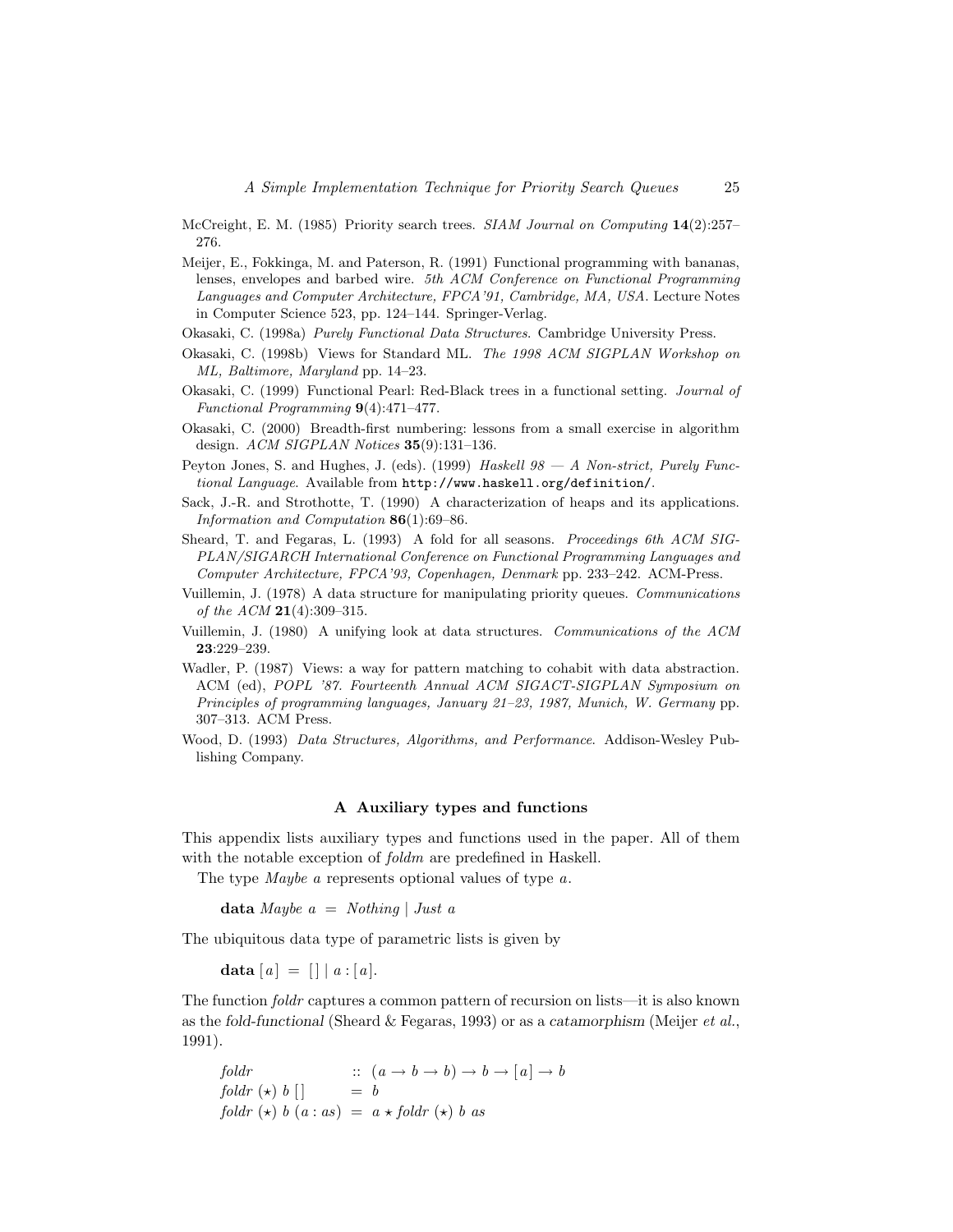McCreight, E. M. (1985) Priority search trees. *SIAM Journal on Computing* **14**(2):257–276.

Meijer, E., Fokkinga, M. and Paterson, R. (1991) Functional programming with bananas, lenses, envelopes and barbed wire. *5th ACM Conference on Functional Programming Languages and Computer Architecture, FPCA'91, Cambridge, MA, USA*. Lecture Notes in Computer Science 523, pp. 124–144. Springer-Verlag.

Okasaki, C. (1998a) *Purely Functional Data Structures*. Cambridge University Press.

Okasaki, C. (1998b) Views for Standard ML. *The 1998 ACM SIGPLAN Workshop on ML, Baltimore, Maryland* pp. 14–23.

Okasaki, C. (1999) Functional Pearl: Red-Black trees in a functional setting. *Journal of Functional Programming* **9**(4):471–477.

Okasaki, C. (2000) Breadth-first numbering: lessons from a small exercise in algorithm design. *ACM SIGPLAN Notices* **35**(9):131–136.

Peyton Jones, S. and Hughes, J. (eds). (1999) *Haskell 98 — A Non-strict, Purely Functional Language*. Available from `http://www.haskell.org/definition/`.

Sack, J.-R. and Strothotte, T. (1990) A characterization of heaps and its applications. *Information and Computation* **86**(1):69–86.

Sheard, T. and Fegaras, L. (1993) A fold for all seasons. *Proceedings 6th ACM SIGPLAN/SIGARCH International Conference on Functional Programming Languages and Computer Architecture, FPCA'93, Copenhagen, Denmark* pp. 233–242. ACM-Press.

Vuillemin, J. (1978) A data structure for manipulating priority queues. *Communications of the ACM* **21**(4):309–315.

Vuillemin, J. (1980) A unifying look at data structures. *Communications of the ACM* **23**:229–239.

Wadler, P. (1987) Views: a way for pattern matching to cohabit with data abstraction. ACM (ed), *POPL '87. Fourteenth Annual ACM SIGACT-SIGPLAN Symposium on Principles of programming languages, January 21–23, 1987, Munich, W. Germany* pp. 307–313. ACM Press.

Wood, D. (1993) *Data Structures, Algorithms, and Performance*. Addison-Wesley Publishing Company.

## A Auxiliary types and functions

This appendix lists auxiliary types and functions used in the paper. All of them with the notable exception of *foldm* are predefined in Haskell.

The type *Maybe a* represents optional values of type *a*.

$$\textbf{data}\ \mathit{Maybe}\ a\ =\ \mathit{Nothing}\ |\ \mathit{Just}\ a$$

The ubiquitous data type of parametric lists is given by

$$\textbf{data}\ [a]\ =\ [\,]\ |\ a : [a].$$

The function *foldr* captures a common pattern of recursion on lists—it is also known as the *fold-functional* (Sheard & Fegaras, 1993) or as a *catamorphism* (Meijer *et al.*, 1991).

$$\begin{array}{lll}
\mathit{foldr} & :: & (a \to b \to b) \to b \to [a] \to b \\
\mathit{foldr}\ (\star)\ b\ [\,] & = & b \\
\mathit{foldr}\ (\star)\ b\ (a : as) & = & a \star \mathit{foldr}\ (\star)\ b\ as
\end{array}$$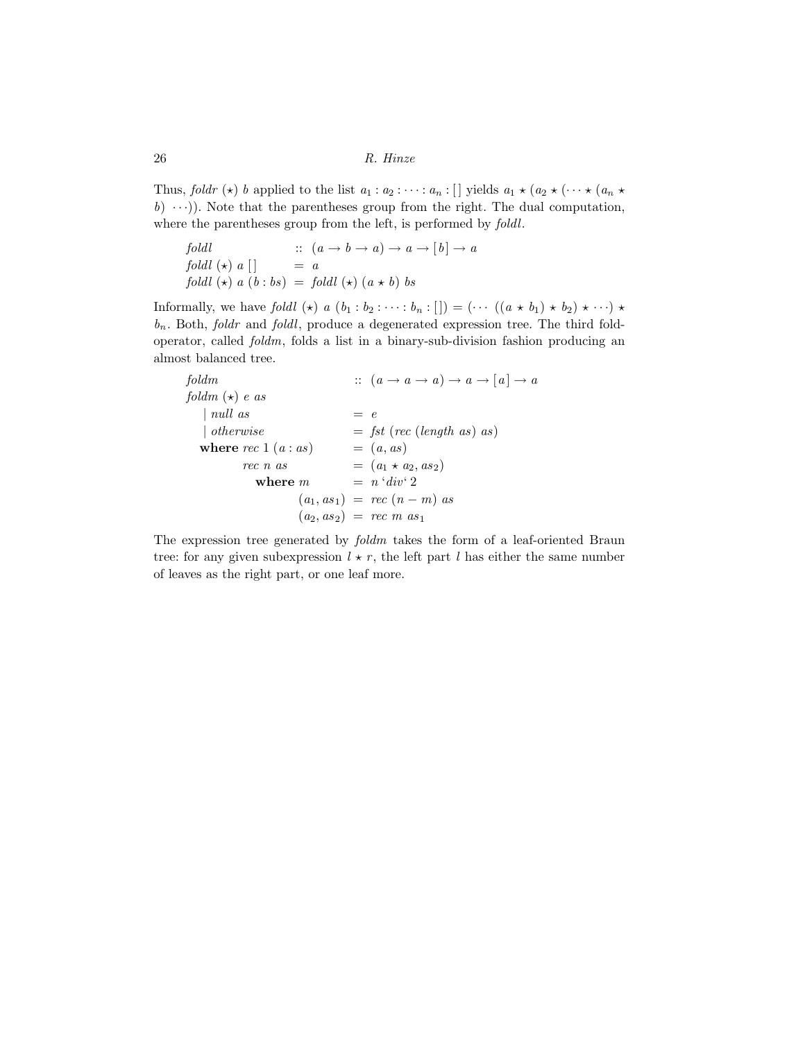Thus, *foldr* $(\star)$ $b$ applied to the list $a_1 : a_2 : \cdots : a_n : [\,]$ yields $a_1 \star (a_2 \star (\cdots \star (a_n \star b) \;\cdots))$. Note that the parentheses group from the right. The dual computation, where the parentheses group from the left, is performed by *foldl*.

```
foldl                :: (a → b → a) → a → [b] → a
foldl (⋆) a [ ]      =  a
foldl (⋆) a (b : bs) =  foldl (⋆) (a ⋆ b) bs
```

Informally, we have *foldl* $(\star)$ $a$ $(b_1 : b_2 : \cdots : b_n : [\,]) = (\cdots\;((a \star b_1) \star b_2) \star \cdots) \star b_n$. Both, *foldr* and *foldl*, produce a degenerated expression tree. The third fold-operator, called *foldm*, folds a list in a binary-sub-division fashion producing an almost balanced tree.

```
foldm                   :: (a → a → a) → a → [a] → a
foldm (⋆) e as
  | null as             =  e
  | otherwise           =  fst (rec (length as) as)
  where rec 1 (a : as)  =  (a, as)
        rec n as        =  (a1 ⋆ a2, as2)
          where m       =  n `div` 2
                (a1, as1) = rec (n − m) as
                (a2, as2) = rec m as1
```

The expression tree generated by *foldm* takes the form of a leaf-oriented Braun tree: for any given subexpression $l \star r$, the left part $l$ has either the same number of leaves as the right part, or one leaf more.